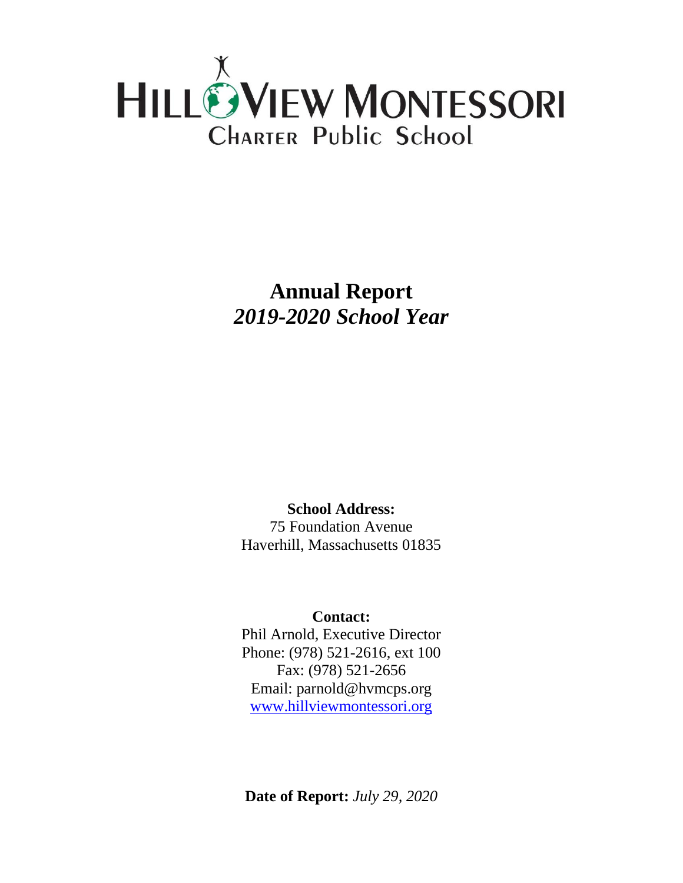# HILL VIEW MONTESSORI

## CHARTER PUBLIC SCHOOL

# Annual Report

## *2019-2020 School Year*

**School Address:**
75 Foundation Avenue
Haverhill, Massachusetts 01835

**Contact:**
Phil Arnold, Executive Director
Phone: (978) 521-2616, ext 100
Fax: (978) 521-2656
Email: parnold@hvmcps.org
www.hillviewmontessori.org

**Date of Report:** *July 29, 2020*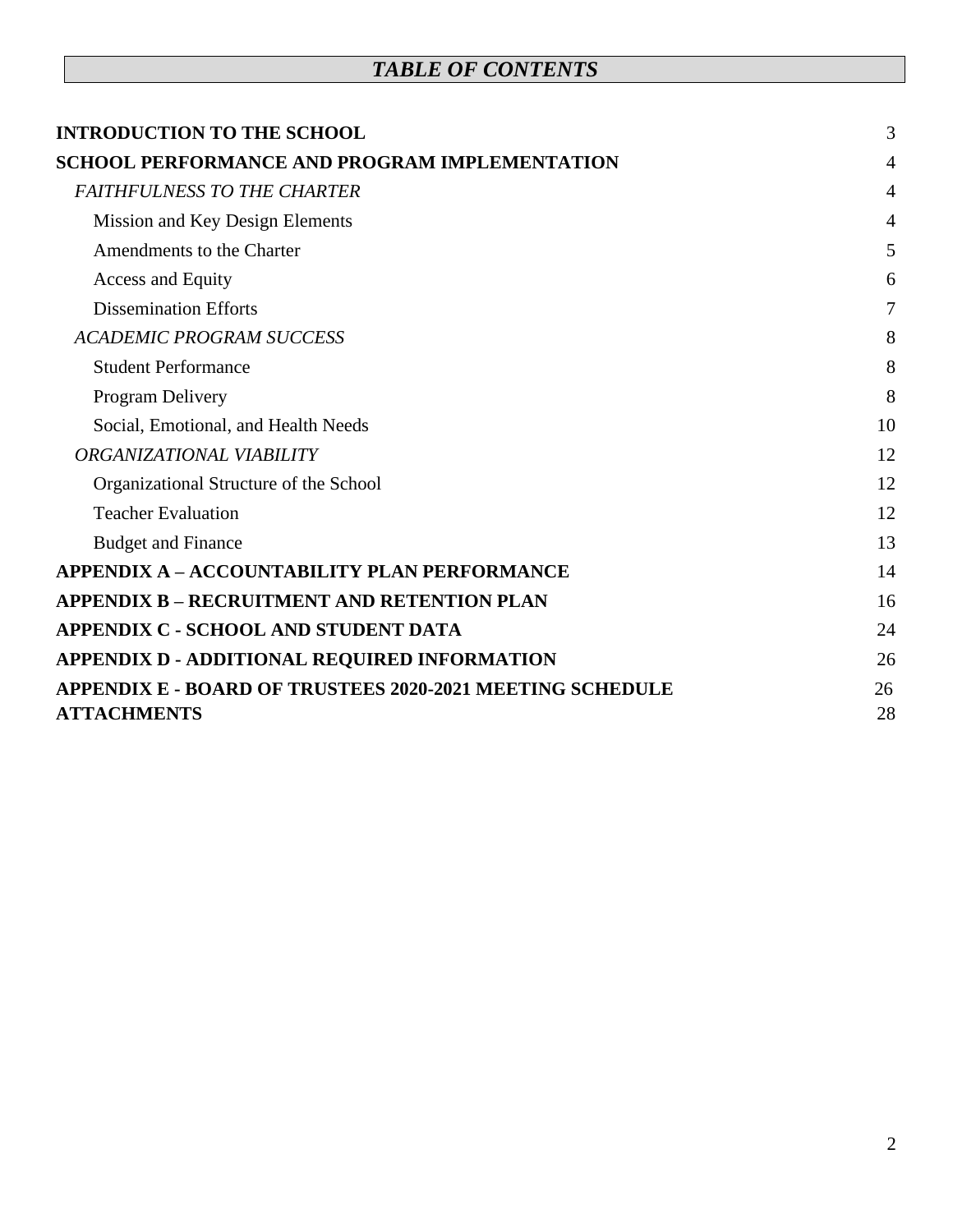# *TABLE OF CONTENTS*

| | |
|---|---|
| **INTRODUCTION TO THE SCHOOL** | 3 |
| **SCHOOL PERFORMANCE AND PROGRAM IMPLEMENTATION** | 4 |
| *FAITHFULNESS TO THE CHARTER* | 4 |
| Mission and Key Design Elements | 4 |
| Amendments to the Charter | 5 |
| Access and Equity | 6 |
| Dissemination Efforts | 7 |
| *ACADEMIC PROGRAM SUCCESS* | 8 |
| Student Performance | 8 |
| Program Delivery | 8 |
| Social, Emotional, and Health Needs | 10 |
| *ORGANIZATIONAL VIABILITY* | 12 |
| Organizational Structure of the School | 12 |
| Teacher Evaluation | 12 |
| Budget and Finance | 13 |
| **APPENDIX A – ACCOUNTABILITY PLAN PERFORMANCE** | 14 |
| **APPENDIX B – RECRUITMENT AND RETENTION PLAN** | 16 |
| **APPENDIX C - SCHOOL AND STUDENT DATA** | 24 |
| **APPENDIX D - ADDITIONAL REQUIRED INFORMATION** | 26 |
| **APPENDIX E - BOARD OF TRUSTEES 2020-2021 MEETING SCHEDULE** | 26 |
| **ATTACHMENTS** | 28 |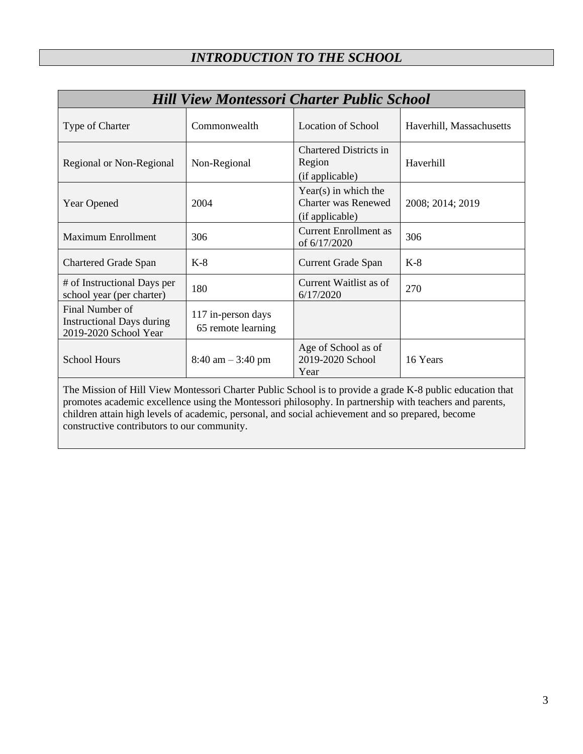# *INTRODUCTION TO THE SCHOOL*

| *Hill View Montessori Charter Public School* | | | |
|---|---|---|---|
| Type of Charter | Commonwealth | Location of School | Haverhill, Massachusetts |
| Regional or Non-Regional | Non-Regional | Chartered Districts in Region (if applicable) | Haverhill |
| Year Opened | 2004 | Year(s) in which the Charter was Renewed (if applicable) | 2008; 2014; 2019 |
| Maximum Enrollment | 306 | Current Enrollment as of 6/17/2020 | 306 |
| Chartered Grade Span | K-8 | Current Grade Span | K-8 |
| # of Instructional Days per school year (per charter) | 180 | Current Waitlist as of 6/17/2020 | 270 |
| Final Number of Instructional Days during 2019-2020 School Year | 117 in-person days 65 remote learning | | |
| School Hours | 8:40 am – 3:40 pm | Age of School as of 2019-2020 School Year | 16 Years |

The Mission of Hill View Montessori Charter Public School is to provide a grade K-8 public education that promotes academic excellence using the Montessori philosophy. In partnership with teachers and parents, children attain high levels of academic, personal, and social achievement and so prepared, become constructive contributors to our community.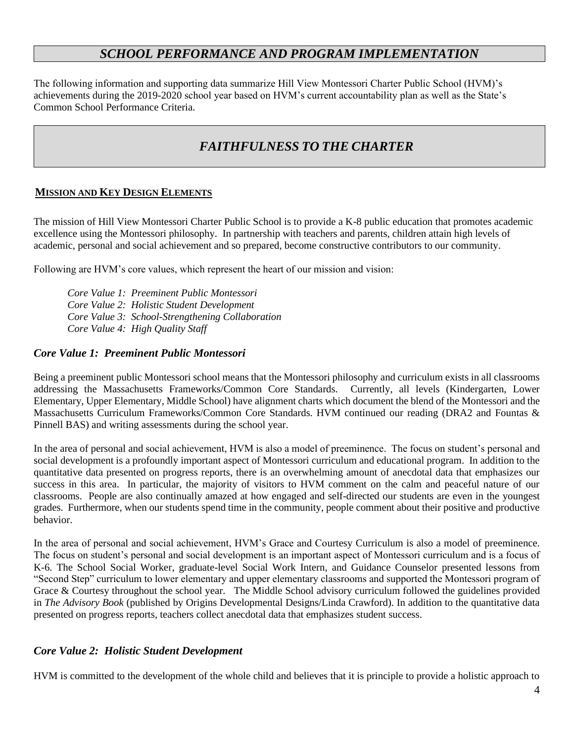## *SCHOOL PERFORMANCE AND PROGRAM IMPLEMENTATION*

The following information and supporting data summarize Hill View Montessori Charter Public School (HVM)'s achievements during the 2019-2020 school year based on HVM's current accountability plan as well as the State's Common School Performance Criteria.

## *FAITHFULNESS TO THE CHARTER*

### MISSION AND KEY DESIGN ELEMENTS

The mission of Hill View Montessori Charter Public School is to provide a K-8 public education that promotes academic excellence using the Montessori philosophy. In partnership with teachers and parents, children attain high levels of academic, personal and social achievement and so prepared, become constructive contributors to our community.

Following are HVM's core values, which represent the heart of our mission and vision:

*Core Value 1: Preeminent Public Montessori*
*Core Value 2: Holistic Student Development*
*Core Value 3: School-Strengthening Collaboration*
*Core Value 4: High Quality Staff*

### *Core Value 1: Preeminent Public Montessori*

Being a preeminent public Montessori school means that the Montessori philosophy and curriculum exists in all classrooms addressing the Massachusetts Frameworks/Common Core Standards. Currently, all levels (Kindergarten, Lower Elementary, Upper Elementary, Middle School) have alignment charts which document the blend of the Montessori and the Massachusetts Curriculum Frameworks/Common Core Standards. HVM continued our reading (DRA2 and Fountas & Pinnell BAS) and writing assessments during the school year.

In the area of personal and social achievement, HVM is also a model of preeminence. The focus on student's personal and social development is a profoundly important aspect of Montessori curriculum and educational program. In addition to the quantitative data presented on progress reports, there is an overwhelming amount of anecdotal data that emphasizes our success in this area. In particular, the majority of visitors to HVM comment on the calm and peaceful nature of our classrooms. People are also continually amazed at how engaged and self-directed our students are even in the youngest grades. Furthermore, when our students spend time in the community, people comment about their positive and productive behavior.

In the area of personal and social achievement, HVM's Grace and Courtesy Curriculum is also a model of preeminence. The focus on student's personal and social development is an important aspect of Montessori curriculum and is a focus of K-6. The School Social Worker, graduate-level Social Work Intern, and Guidance Counselor presented lessons from "Second Step" curriculum to lower elementary and upper elementary classrooms and supported the Montessori program of Grace & Courtesy throughout the school year. The Middle School advisory curriculum followed the guidelines provided in *The Advisory Book* (published by Origins Developmental Designs/Linda Crawford). In addition to the quantitative data presented on progress reports, teachers collect anecdotal data that emphasizes student success.

### *Core Value 2: Holistic Student Development*

HVM is committed to the development of the whole child and believes that it is principle to provide a holistic approach to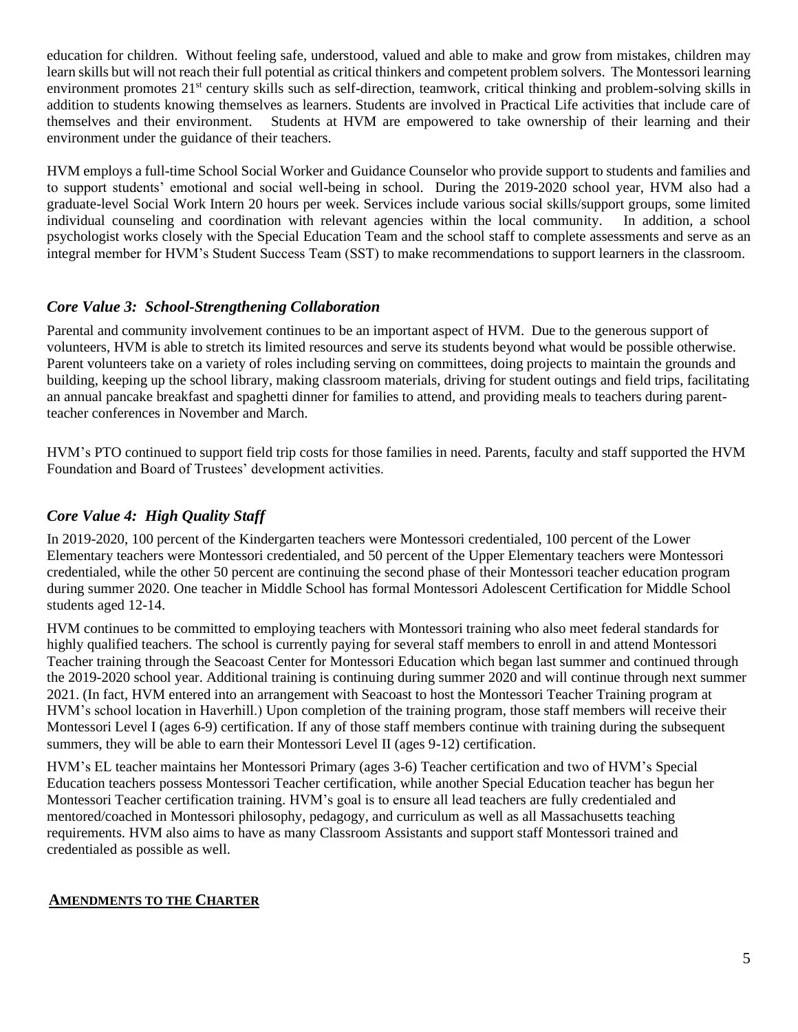education for children. Without feeling safe, understood, valued and able to make and grow from mistakes, children may learn skills but will not reach their full potential as critical thinkers and competent problem solvers. The Montessori learning environment promotes 21st century skills such as self-direction, teamwork, critical thinking and problem-solving skills in addition to students knowing themselves as learners. Students are involved in Practical Life activities that include care of themselves and their environment. Students at HVM are empowered to take ownership of their learning and their environment under the guidance of their teachers.

HVM employs a full-time School Social Worker and Guidance Counselor who provide support to students and families and to support students' emotional and social well-being in school. During the 2019-2020 school year, HVM also had a graduate-level Social Work Intern 20 hours per week. Services include various social skills/support groups, some limited individual counseling and coordination with relevant agencies within the local community. In addition, a school psychologist works closely with the Special Education Team and the school staff to complete assessments and serve as an integral member for HVM's Student Success Team (SST) to make recommendations to support learners in the classroom.

### *Core Value 3: School-Strengthening Collaboration*

Parental and community involvement continues to be an important aspect of HVM. Due to the generous support of volunteers, HVM is able to stretch its limited resources and serve its students beyond what would be possible otherwise. Parent volunteers take on a variety of roles including serving on committees, doing projects to maintain the grounds and building, keeping up the school library, making classroom materials, driving for student outings and field trips, facilitating an annual pancake breakfast and spaghetti dinner for families to attend, and providing meals to teachers during parent-teacher conferences in November and March.

HVM's PTO continued to support field trip costs for those families in need. Parents, faculty and staff supported the HVM Foundation and Board of Trustees' development activities.

### *Core Value 4: High Quality Staff*

In 2019-2020, 100 percent of the Kindergarten teachers were Montessori credentialed, 100 percent of the Lower Elementary teachers were Montessori credentialed, and 50 percent of the Upper Elementary teachers were Montessori credentialed, while the other 50 percent are continuing the second phase of their Montessori teacher education program during summer 2020. One teacher in Middle School has formal Montessori Adolescent Certification for Middle School students aged 12-14.

HVM continues to be committed to employing teachers with Montessori training who also meet federal standards for highly qualified teachers. The school is currently paying for several staff members to enroll in and attend Montessori Teacher training through the Seacoast Center for Montessori Education which began last summer and continued through the 2019-2020 school year. Additional training is continuing during summer 2020 and will continue through next summer 2021. (In fact, HVM entered into an arrangement with Seacoast to host the Montessori Teacher Training program at HVM's school location in Haverhill.) Upon completion of the training program, those staff members will receive their Montessori Level I (ages 6-9) certification. If any of those staff members continue with training during the subsequent summers, they will be able to earn their Montessori Level II (ages 9-12) certification.

HVM's EL teacher maintains her Montessori Primary (ages 3-6) Teacher certification and two of HVM's Special Education teachers possess Montessori Teacher certification, while another Special Education teacher has begun her Montessori Teacher certification training. HVM's goal is to ensure all lead teachers are fully credentialed and mentored/coached in Montessori philosophy, pedagogy, and curriculum as well as all Massachusetts teaching requirements. HVM also aims to have as many Classroom Assistants and support staff Montessori trained and credentialed as possible as well.

## **AMENDMENTS TO THE CHARTER**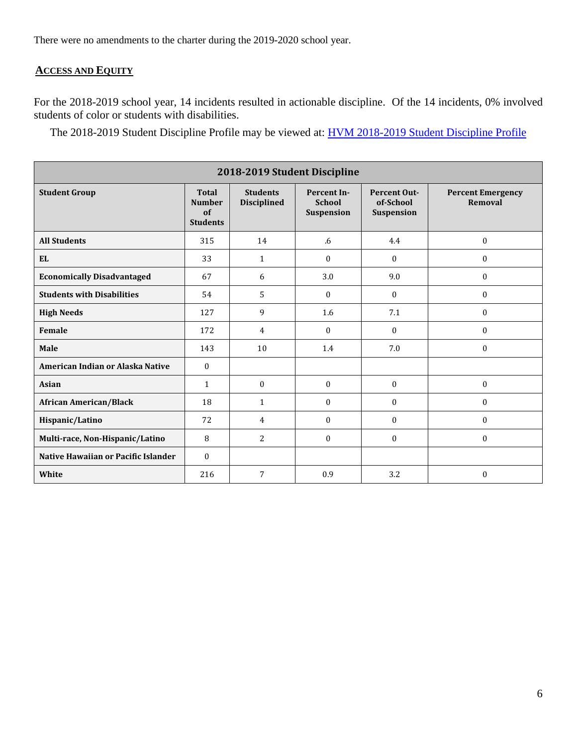There were no amendments to the charter during the 2019-2020 school year.

## Access and Equity

For the 2018-2019 school year, 14 incidents resulted in actionable discipline. Of the 14 incidents, 0% involved students of color or students with disabilities.

The 2018-2019 Student Discipline Profile may be viewed at: [HVM 2018-2019 Student Discipline Profile]

| 2018-2019 Student Discipline | | | | | |
|---|---|---|---|---|---|
| **Student Group** | **Total Number of Students** | **Students Disciplined** | **Percent In-School Suspension** | **Percent Out-of-School Suspension** | **Percent Emergency Removal** |
| **All Students** | 315 | 14 | .6 | 4.4 | 0 |
| **EL** | 33 | 1 | 0 | 0 | 0 |
| **Economically Disadvantaged** | 67 | 6 | 3.0 | 9.0 | 0 |
| **Students with Disabilities** | 54 | 5 | 0 | 0 | 0 |
| **High Needs** | 127 | 9 | 1.6 | 7.1 | 0 |
| **Female** | 172 | 4 | 0 | 0 | 0 |
| **Male** | 143 | 10 | 1.4 | 7.0 | 0 |
| **American Indian or Alaska Native** | 0 | | | | |
| **Asian** | 1 | 0 | 0 | 0 | 0 |
| **African American/Black** | 18 | 1 | 0 | 0 | 0 |
| **Hispanic/Latino** | 72 | 4 | 0 | 0 | 0 |
| **Multi-race, Non-Hispanic/Latino** | 8 | 2 | 0 | 0 | 0 |
| **Native Hawaiian or Pacific Islander** | 0 | | | | |
| **White** | 216 | 7 | 0.9 | 3.2 | 0 |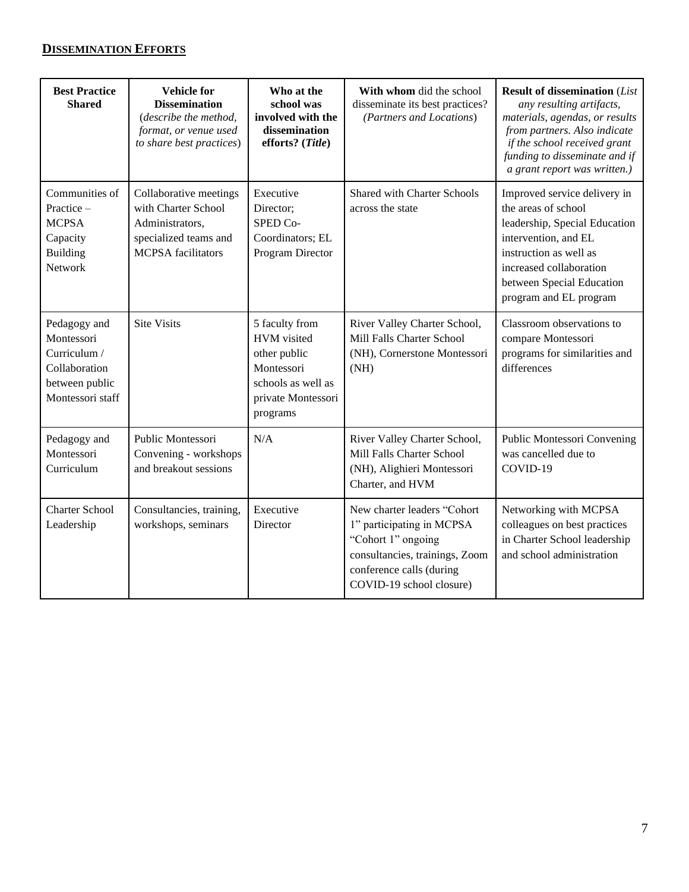## **DISSEMINATION EFFORTS**

| **Best Practice Shared** | **Vehicle for Dissemination** (*describe the method, format, or venue used to share best practices*) | **Who at the school was involved with the dissemination efforts? (*Title*)** | **With whom** did the school disseminate its best practices? (*Partners and Locations*) | **Result of dissemination** (*List any resulting artifacts, materials, agendas, or results from partners. Also indicate if the school received grant funding to disseminate and if a grant report was written.)* |
|---|---|---|---|---|
| Communities of Practice – MCPSA Capacity Building Network | Collaborative meetings with Charter School Administrators, specialized teams and MCPSA facilitators | Executive Director; SPED Co-Coordinators; EL Program Director | Shared with Charter Schools across the state | Improved service delivery in the areas of school leadership, Special Education intervention, and EL instruction as well as increased collaboration between Special Education program and EL program |
| Pedagogy and Montessori Curriculum / Collaboration between public Montessori staff | Site Visits | 5 faculty from HVM visited other public Montessori schools as well as private Montessori programs | River Valley Charter School, Mill Falls Charter School (NH), Cornerstone Montessori (NH) | Classroom observations to compare Montessori programs for similarities and differences |
| Pedagogy and Montessori Curriculum | Public Montessori Convening - workshops and breakout sessions | N/A | River Valley Charter School, Mill Falls Charter School (NH), Alighieri Montessori Charter, and HVM | Public Montessori Convening was cancelled due to COVID-19 |
| Charter School Leadership | Consultancies, training, workshops, seminars | Executive Director | New charter leaders "Cohort 1" participating in MCPSA "Cohort 1" ongoing consultancies, trainings, Zoom conference calls (during COVID-19 school closure) | Networking with MCPSA colleagues on best practices in Charter School leadership and school administration |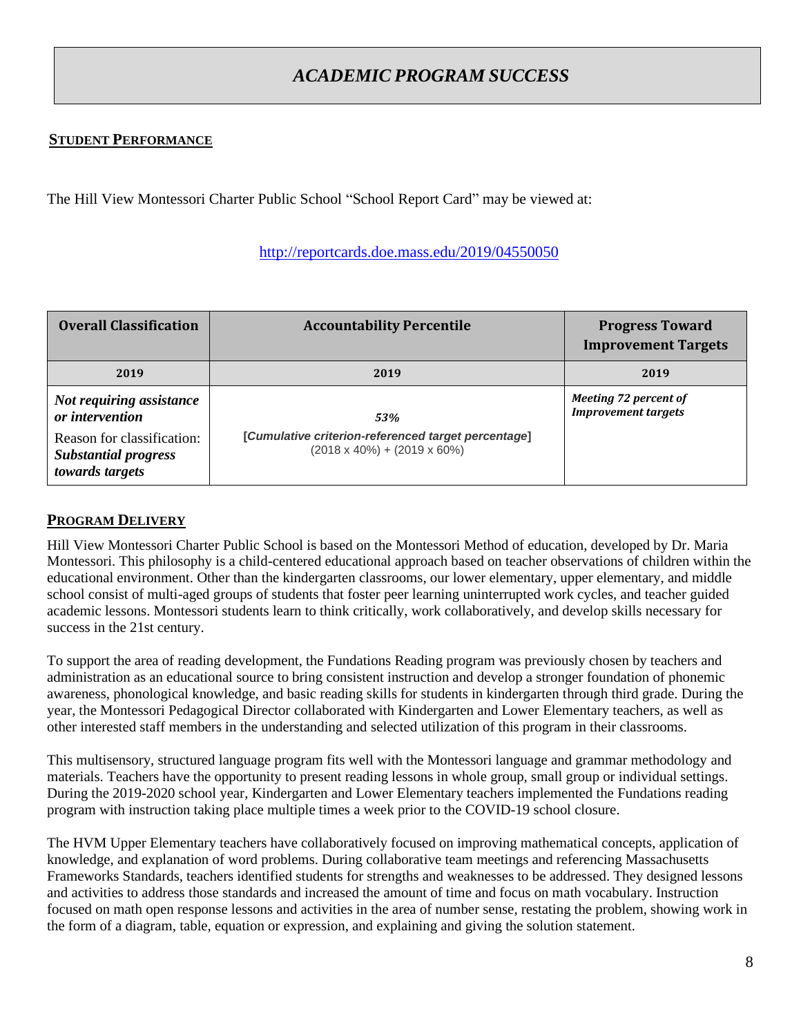# *ACADEMIC PROGRAM SUCCESS*

## STUDENT PERFORMANCE

The Hill View Montessori Charter Public School "School Report Card" may be viewed at:

http://reportcards.doe.mass.edu/2019/04550050

| Overall Classification | Accountability Percentile | Progress Toward Improvement Targets |
|---|---|---|
| **2019** | **2019** | **2019** |
| ***Not requiring assistance or intervention*** <br> Reason for classification: ***Substantial progress towards targets*** | ***53%*** <br> **[*Cumulative criterion-referenced target percentage*]** <br> (2018 x 40%) + (2019 x 60%) | ***Meeting 72 percent of Improvement targets*** |

## PROGRAM DELIVERY

Hill View Montessori Charter Public School is based on the Montessori Method of education, developed by Dr. Maria Montessori. This philosophy is a child-centered educational approach based on teacher observations of children within the educational environment. Other than the kindergarten classrooms, our lower elementary, upper elementary, and middle school consist of multi-aged groups of students that foster peer learning uninterrupted work cycles, and teacher guided academic lessons. Montessori students learn to think critically, work collaboratively, and develop skills necessary for success in the 21st century.

To support the area of reading development, the Fundations Reading program was previously chosen by teachers and administration as an educational source to bring consistent instruction and develop a stronger foundation of phonemic awareness, phonological knowledge, and basic reading skills for students in kindergarten through third grade. During the year, the Montessori Pedagogical Director collaborated with Kindergarten and Lower Elementary teachers, as well as other interested staff members in the understanding and selected utilization of this program in their classrooms.

This multisensory, structured language program fits well with the Montessori language and grammar methodology and materials. Teachers have the opportunity to present reading lessons in whole group, small group or individual settings. During the 2019-2020 school year, Kindergarten and Lower Elementary teachers implemented the Fundations reading program with instruction taking place multiple times a week prior to the COVID-19 school closure.

The HVM Upper Elementary teachers have collaboratively focused on improving mathematical concepts, application of knowledge, and explanation of word problems. During collaborative team meetings and referencing Massachusetts Frameworks Standards, teachers identified students for strengths and weaknesses to be addressed. They designed lessons and activities to address those standards and increased the amount of time and focus on math vocabulary. Instruction focused on math open response lessons and activities in the area of number sense, restating the problem, showing work in the form of a diagram, table, equation or expression, and explaining and giving the solution statement.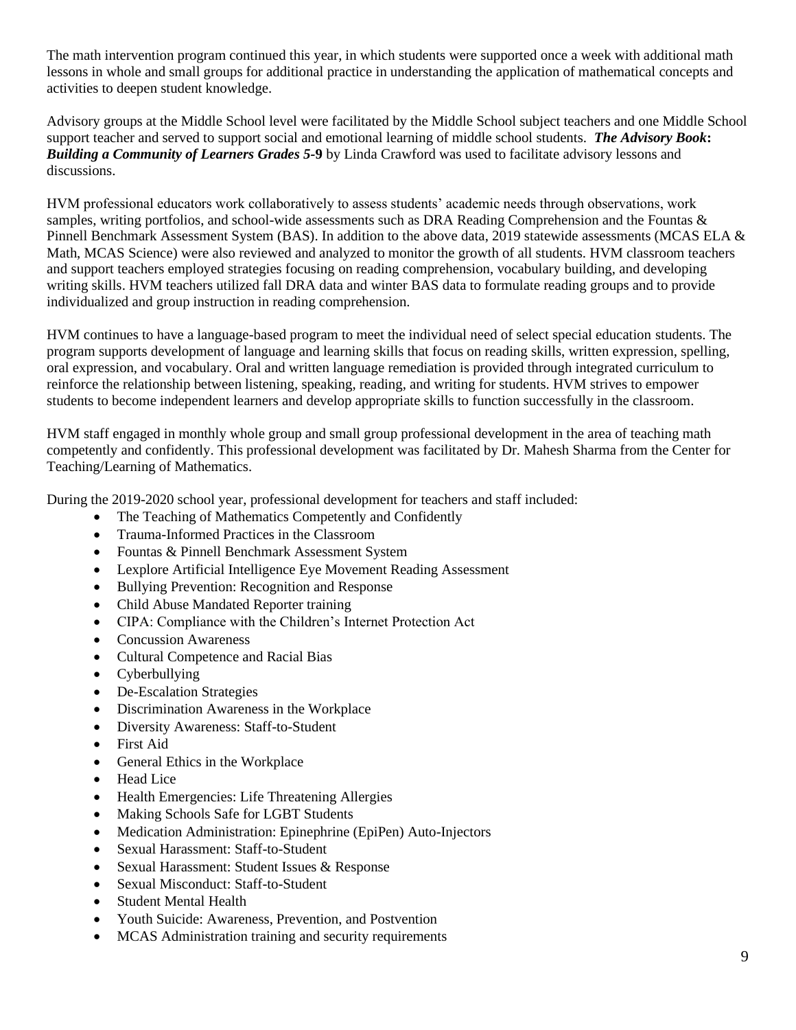The math intervention program continued this year, in which students were supported once a week with additional math lessons in whole and small groups for additional practice in understanding the application of mathematical concepts and activities to deepen student knowledge.

Advisory groups at the Middle School level were facilitated by the Middle School subject teachers and one Middle School support teacher and served to support social and emotional learning of middle school students. ***The Advisory Book*: *Building a Community of Learners Grades 5*-9** by Linda Crawford was used to facilitate advisory lessons and discussions.

HVM professional educators work collaboratively to assess students' academic needs through observations, work samples, writing portfolios, and school-wide assessments such as DRA Reading Comprehension and the Fountas & Pinnell Benchmark Assessment System (BAS). In addition to the above data, 2019 statewide assessments (MCAS ELA & Math, MCAS Science) were also reviewed and analyzed to monitor the growth of all students. HVM classroom teachers and support teachers employed strategies focusing on reading comprehension, vocabulary building, and developing writing skills. HVM teachers utilized fall DRA data and winter BAS data to formulate reading groups and to provide individualized and group instruction in reading comprehension.

HVM continues to have a language-based program to meet the individual need of select special education students. The program supports development of language and learning skills that focus on reading skills, written expression, spelling, oral expression, and vocabulary. Oral and written language remediation is provided through integrated curriculum to reinforce the relationship between listening, speaking, reading, and writing for students. HVM strives to empower students to become independent learners and develop appropriate skills to function successfully in the classroom.

HVM staff engaged in monthly whole group and small group professional development in the area of teaching math competently and confidently. This professional development was facilitated by Dr. Mahesh Sharma from the Center for Teaching/Learning of Mathematics.

During the 2019-2020 school year, professional development for teachers and staff included:

- The Teaching of Mathematics Competently and Confidently
- Trauma-Informed Practices in the Classroom
- Fountas & Pinnell Benchmark Assessment System
- Lexplore Artificial Intelligence Eye Movement Reading Assessment
- Bullying Prevention: Recognition and Response
- Child Abuse Mandated Reporter training
- CIPA: Compliance with the Children's Internet Protection Act
- Concussion Awareness
- Cultural Competence and Racial Bias
- Cyberbullying
- De-Escalation Strategies
- Discrimination Awareness in the Workplace
- Diversity Awareness: Staff-to-Student
- First Aid
- General Ethics in the Workplace
- Head Lice
- Health Emergencies: Life Threatening Allergies
- Making Schools Safe for LGBT Students
- Medication Administration: Epinephrine (EpiPen) Auto-Injectors
- Sexual Harassment: Staff-to-Student
- Sexual Harassment: Student Issues & Response
- Sexual Misconduct: Staff-to-Student
- Student Mental Health
- Youth Suicide: Awareness, Prevention, and Postvention
- MCAS Administration training and security requirements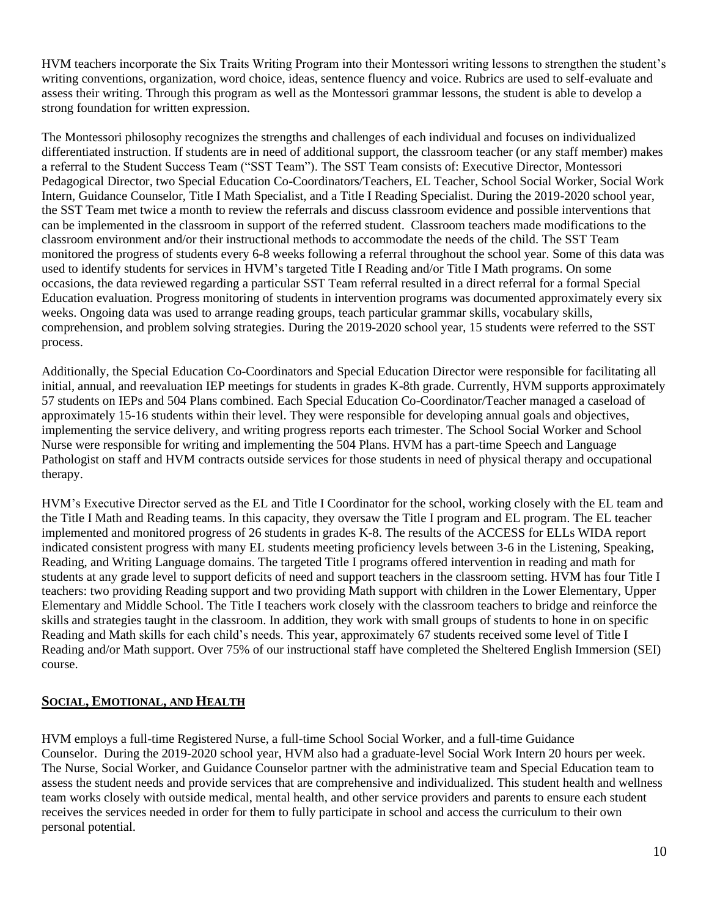HVM teachers incorporate the Six Traits Writing Program into their Montessori writing lessons to strengthen the student's writing conventions, organization, word choice, ideas, sentence fluency and voice. Rubrics are used to self-evaluate and assess their writing. Through this program as well as the Montessori grammar lessons, the student is able to develop a strong foundation for written expression.

The Montessori philosophy recognizes the strengths and challenges of each individual and focuses on individualized differentiated instruction. If students are in need of additional support, the classroom teacher (or any staff member) makes a referral to the Student Success Team ("SST Team"). The SST Team consists of: Executive Director, Montessori Pedagogical Director, two Special Education Co-Coordinators/Teachers, EL Teacher, School Social Worker, Social Work Intern, Guidance Counselor, Title I Math Specialist, and a Title I Reading Specialist. During the 2019-2020 school year, the SST Team met twice a month to review the referrals and discuss classroom evidence and possible interventions that can be implemented in the classroom in support of the referred student. Classroom teachers made modifications to the classroom environment and/or their instructional methods to accommodate the needs of the child. The SST Team monitored the progress of students every 6-8 weeks following a referral throughout the school year. Some of this data was used to identify students for services in HVM's targeted Title I Reading and/or Title I Math programs. On some occasions, the data reviewed regarding a particular SST Team referral resulted in a direct referral for a formal Special Education evaluation. Progress monitoring of students in intervention programs was documented approximately every six weeks. Ongoing data was used to arrange reading groups, teach particular grammar skills, vocabulary skills, comprehension, and problem solving strategies. During the 2019-2020 school year, 15 students were referred to the SST process.

Additionally, the Special Education Co-Coordinators and Special Education Director were responsible for facilitating all initial, annual, and reevaluation IEP meetings for students in grades K-8th grade. Currently, HVM supports approximately 57 students on IEPs and 504 Plans combined. Each Special Education Co-Coordinator/Teacher managed a caseload of approximately 15-16 students within their level. They were responsible for developing annual goals and objectives, implementing the service delivery, and writing progress reports each trimester. The School Social Worker and School Nurse were responsible for writing and implementing the 504 Plans. HVM has a part-time Speech and Language Pathologist on staff and HVM contracts outside services for those students in need of physical therapy and occupational therapy.

HVM's Executive Director served as the EL and Title I Coordinator for the school, working closely with the EL team and the Title I Math and Reading teams. In this capacity, they oversaw the Title I program and EL program. The EL teacher implemented and monitored progress of 26 students in grades K-8. The results of the ACCESS for ELLs WIDA report indicated consistent progress with many EL students meeting proficiency levels between 3-6 in the Listening, Speaking, Reading, and Writing Language domains. The targeted Title I programs offered intervention in reading and math for students at any grade level to support deficits of need and support teachers in the classroom setting. HVM has four Title I teachers: two providing Reading support and two providing Math support with children in the Lower Elementary, Upper Elementary and Middle School. The Title I teachers work closely with the classroom teachers to bridge and reinforce the skills and strategies taught in the classroom. In addition, they work with small groups of students to hone in on specific Reading and Math skills for each child's needs. This year, approximately 67 students received some level of Title I Reading and/or Math support. Over 75% of our instructional staff have completed the Sheltered English Immersion (SEI) course.

## SOCIAL, EMOTIONAL, AND HEALTH

HVM employs a full-time Registered Nurse, a full-time School Social Worker, and a full-time Guidance Counselor. During the 2019-2020 school year, HVM also had a graduate-level Social Work Intern 20 hours per week. The Nurse, Social Worker, and Guidance Counselor partner with the administrative team and Special Education team to assess the student needs and provide services that are comprehensive and individualized. This student health and wellness team works closely with outside medical, mental health, and other service providers and parents to ensure each student receives the services needed in order for them to fully participate in school and access the curriculum to their own personal potential.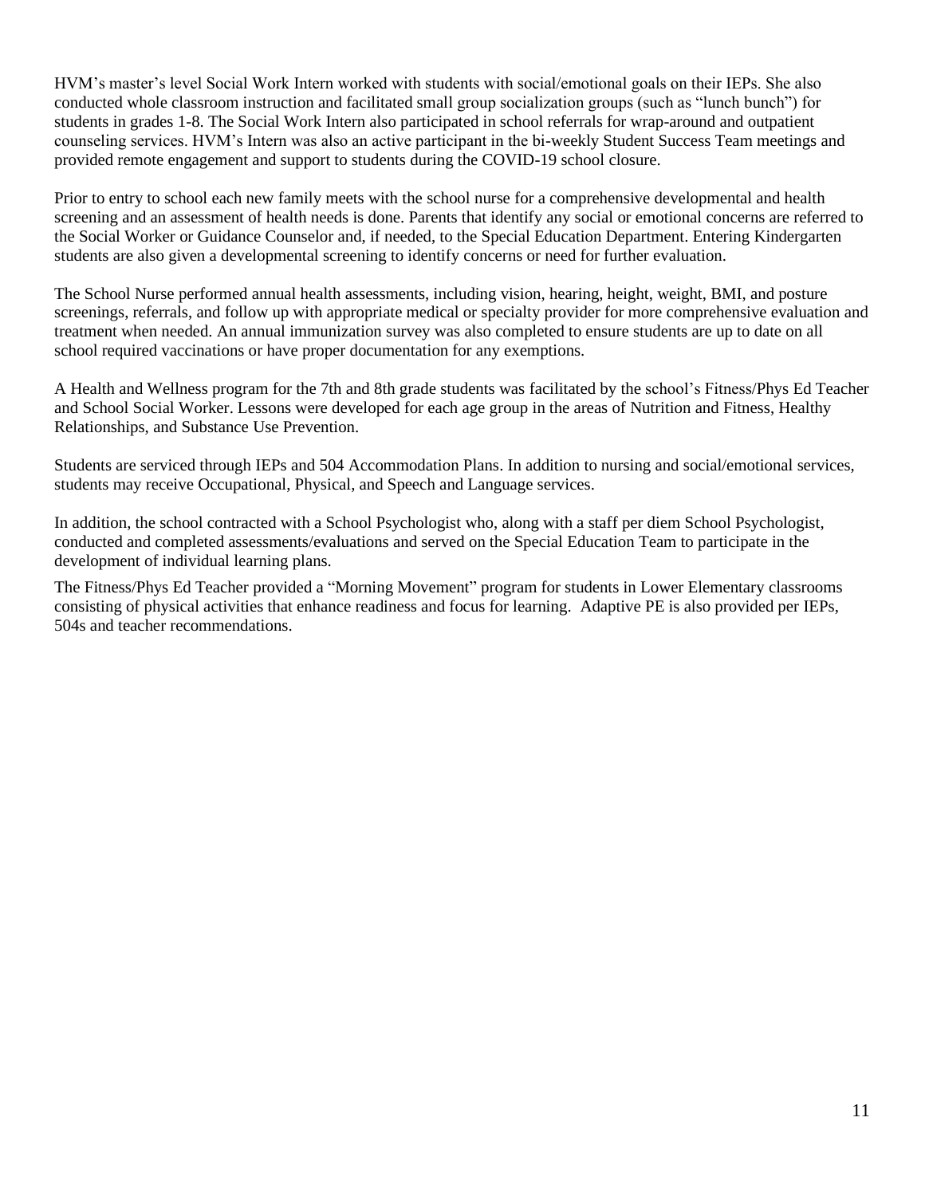HVM’s master’s level Social Work Intern worked with students with social/emotional goals on their IEPs. She also conducted whole classroom instruction and facilitated small group socialization groups (such as “lunch bunch”) for students in grades 1-8. The Social Work Intern also participated in school referrals for wrap-around and outpatient counseling services. HVM’s Intern was also an active participant in the bi-weekly Student Success Team meetings and provided remote engagement and support to students during the COVID-19 school closure.

Prior to entry to school each new family meets with the school nurse for a comprehensive developmental and health screening and an assessment of health needs is done. Parents that identify any social or emotional concerns are referred to the Social Worker or Guidance Counselor and, if needed, to the Special Education Department. Entering Kindergarten students are also given a developmental screening to identify concerns or need for further evaluation.

The School Nurse performed annual health assessments, including vision, hearing, height, weight, BMI, and posture screenings, referrals, and follow up with appropriate medical or specialty provider for more comprehensive evaluation and treatment when needed. An annual immunization survey was also completed to ensure students are up to date on all school required vaccinations or have proper documentation for any exemptions.

A Health and Wellness program for the 7th and 8th grade students was facilitated by the school’s Fitness/Phys Ed Teacher and School Social Worker. Lessons were developed for each age group in the areas of Nutrition and Fitness, Healthy Relationships, and Substance Use Prevention.

Students are serviced through IEPs and 504 Accommodation Plans. In addition to nursing and social/emotional services, students may receive Occupational, Physical, and Speech and Language services.

In addition, the school contracted with a School Psychologist who, along with a staff per diem School Psychologist, conducted and completed assessments/evaluations and served on the Special Education Team to participate in the development of individual learning plans.

The Fitness/Phys Ed Teacher provided a “Morning Movement” program for students in Lower Elementary classrooms consisting of physical activities that enhance readiness and focus for learning. Adaptive PE is also provided per IEPs, 504s and teacher recommendations.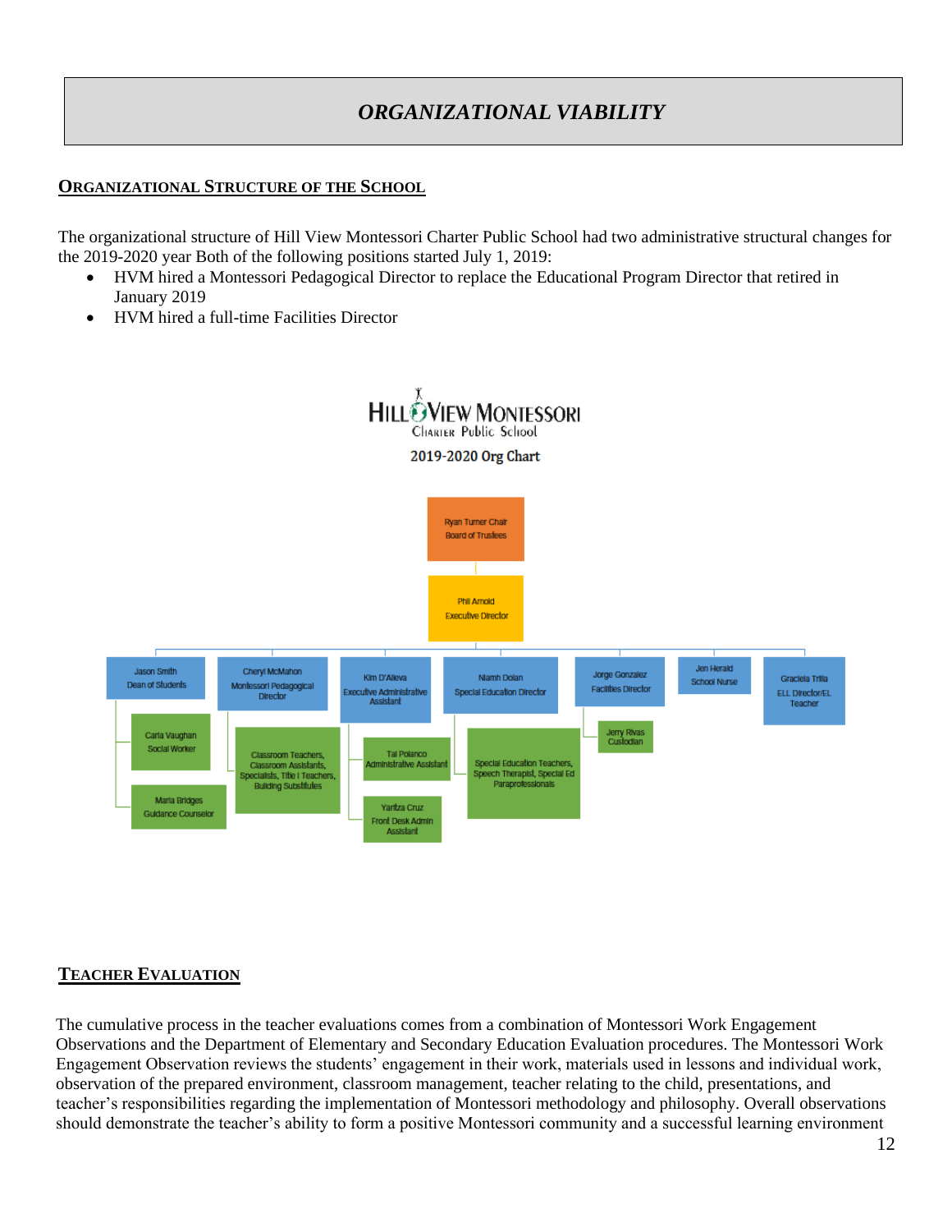# ORGANIZATIONAL VIABILITY

## ORGANIZATIONAL STRUCTURE OF THE SCHOOL

The organizational structure of Hill View Montessori Charter Public School had two administrative structural changes for the 2019-2020 year Both of the following positions started July 1, 2019:

- HVM hired a Montessori Pedagogical Director to replace the Educational Program Director that retired in January 2019
- HVM hired a full-time Facilities Director

HILL VIEW MONTESSORI
Charter Public School

2019-2020 Org Chart

- Ryan Turner Chair, Board of Trustees
  - Phil Arnold, Executive Director
    - Jason Smith, Dean of Students
      - Carla Vaughan, Social Worker
      - Maria Bridges, Guidance Counselor
    - Cheryl McMahon, Montessori Pedagogical Director
      - Classroom Teachers, Classroom Assistants, Specialists, Title I Teachers, Building Substitutes
    - Kim D'Alleva, Executive Administrative Assistant
      - Tai Polanco, Administrative Assistant
      - Yaritza Cruz, Front Desk Admin Assistant
    - Niamh Dolan, Special Education Director
      - Special Education Teachers, Speech Therapist, Special Ed Paraprofessionals
    - Jorge Gonzalez, Facilities Director
      - Jerry Rivas, Custodian
    - Jen Herald, School Nurse
    - Graciela Trilla, ELL Director/EL Teacher

## TEACHER EVALUATION

The cumulative process in the teacher evaluations comes from a combination of Montessori Work Engagement Observations and the Department of Elementary and Secondary Education Evaluation procedures. The Montessori Work Engagement Observation reviews the students' engagement in their work, materials used in lessons and individual work, observation of the prepared environment, classroom management, teacher relating to the child, presentations, and teacher's responsibilities regarding the implementation of Montessori methodology and philosophy. Overall observations should demonstrate the teacher's ability to form a positive Montessori community and a successful learning environment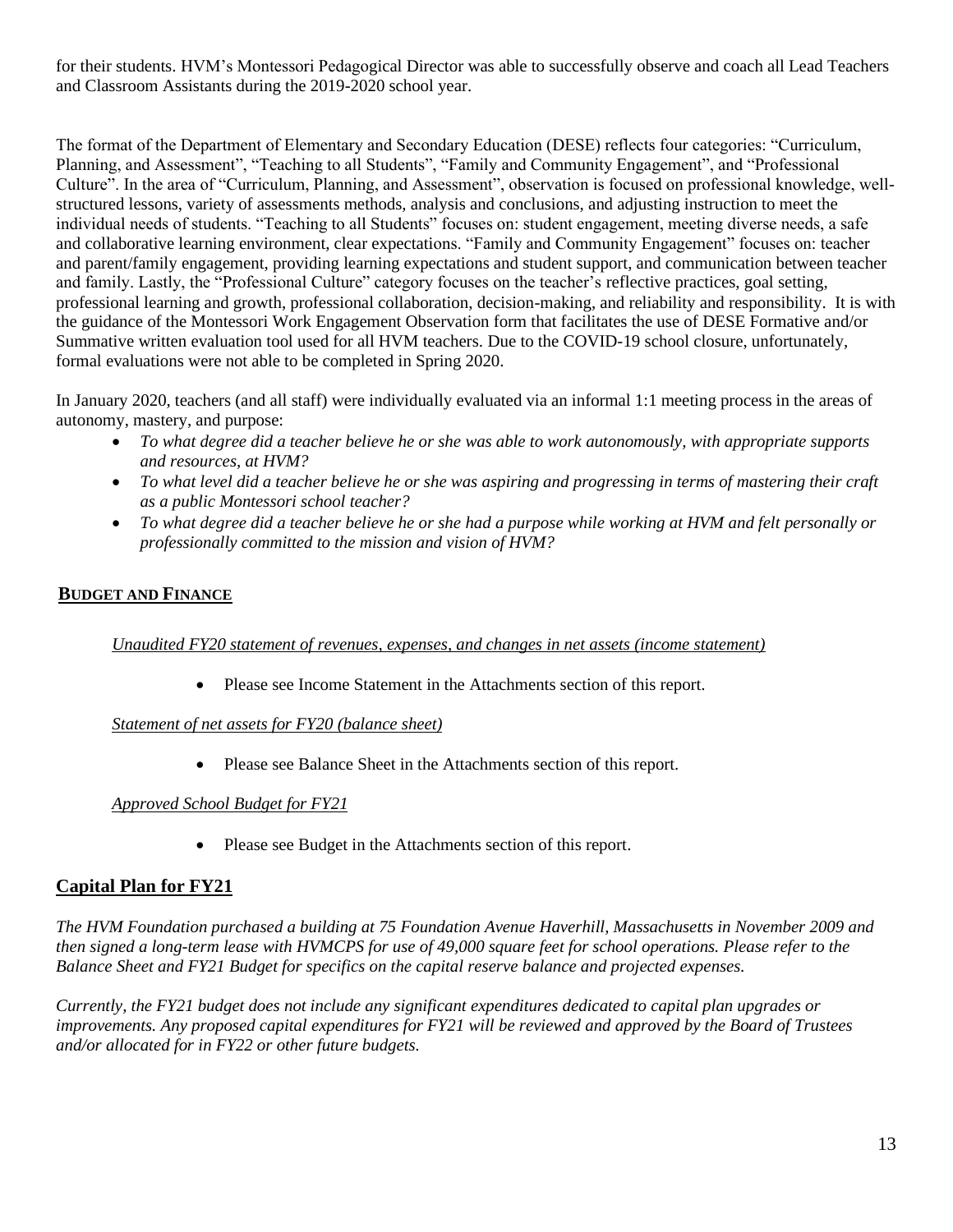for their students. HVM's Montessori Pedagogical Director was able to successfully observe and coach all Lead Teachers and Classroom Assistants during the 2019-2020 school year.

The format of the Department of Elementary and Secondary Education (DESE) reflects four categories: "Curriculum, Planning, and Assessment", "Teaching to all Students", "Family and Community Engagement", and "Professional Culture". In the area of "Curriculum, Planning, and Assessment", observation is focused on professional knowledge, well-structured lessons, variety of assessments methods, analysis and conclusions, and adjusting instruction to meet the individual needs of students. "Teaching to all Students" focuses on: student engagement, meeting diverse needs, a safe and collaborative learning environment, clear expectations. "Family and Community Engagement" focuses on: teacher and parent/family engagement, providing learning expectations and student support, and communication between teacher and family. Lastly, the "Professional Culture" category focuses on the teacher's reflective practices, goal setting, professional learning and growth, professional collaboration, decision-making, and reliability and responsibility. It is with the guidance of the Montessori Work Engagement Observation form that facilitates the use of DESE Formative and/or Summative written evaluation tool used for all HVM teachers. Due to the COVID-19 school closure, unfortunately, formal evaluations were not able to be completed in Spring 2020.

In January 2020, teachers (and all staff) were individually evaluated via an informal 1:1 meeting process in the areas of autonomy, mastery, and purpose:

- *To what degree did a teacher believe he or she was able to work autonomously, with appropriate supports and resources, at HVM?*
- *To what level did a teacher believe he or she was aspiring and progressing in terms of mastering their craft as a public Montessori school teacher?*
- *To what degree did a teacher believe he or she had a purpose while working at HVM and felt personally or professionally committed to the mission and vision of HVM?*

## BUDGET AND FINANCE

*Unaudited FY20 statement of revenues, expenses, and changes in net assets (income statement)*

- Please see Income Statement in the Attachments section of this report.

*Statement of net assets for FY20 (balance sheet)*

- Please see Balance Sheet in the Attachments section of this report.

*Approved School Budget for FY21*

- Please see Budget in the Attachments section of this report.

## Capital Plan for FY21

*The HVM Foundation purchased a building at 75 Foundation Avenue Haverhill, Massachusetts in November 2009 and then signed a long-term lease with HVMCPS for use of 49,000 square feet for school operations. Please refer to the Balance Sheet and FY21 Budget for specifics on the capital reserve balance and projected expenses.*

*Currently, the FY21 budget does not include any significant expenditures dedicated to capital plan upgrades or improvements. Any proposed capital expenditures for FY21 will be reviewed and approved by the Board of Trustees and/or allocated for in FY22 or other future budgets.*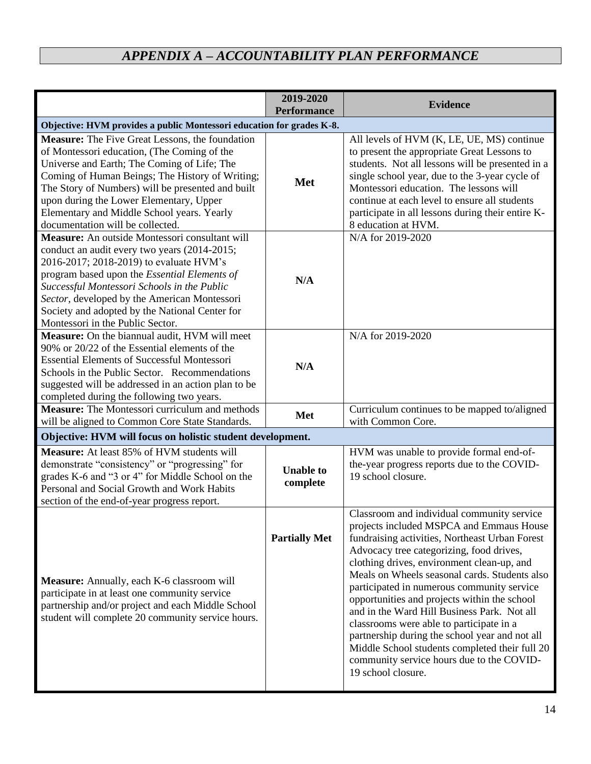# *APPENDIX A – ACCOUNTABILITY PLAN PERFORMANCE*

| | 2019-2020 Performance | Evidence |
|---|---|---|
| **Objective: HVM provides a public Montessori education for grades K-8.** | | |
| **Measure:** The Five Great Lessons, the foundation of Montessori education, (The Coming of the Universe and Earth; The Coming of Life; The Coming of Human Beings; The History of Writing; The Story of Numbers) will be presented and built upon during the Lower Elementary, Upper Elementary and Middle School years. Yearly documentation will be collected. | **Met** | All levels of HVM (K, LE, UE, MS) continue to present the appropriate Great Lessons to students. Not all lessons will be presented in a single school year, due to the 3-year cycle of Montessori education. The lessons will continue at each level to ensure all students participate in all lessons during their entire K-8 education at HVM. |
| **Measure:** An outside Montessori consultant will conduct an audit every two years (2014-2015; 2016-2017; 2018-2019) to evaluate HVM's program based upon the *Essential Elements of Successful Montessori Schools in the Public Sector*, developed by the American Montessori Society and adopted by the National Center for Montessori in the Public Sector. | **N/A** | N/A for 2019-2020 |
| **Measure:** On the biannual audit, HVM will meet 90% or 20/22 of the Essential elements of the Essential Elements of Successful Montessori Schools in the Public Sector. Recommendations suggested will be addressed in an action plan to be completed during the following two years. | **N/A** | N/A for 2019-2020 |
| **Measure:** The Montessori curriculum and methods will be aligned to Common Core State Standards. | **Met** | Curriculum continues to be mapped to/aligned with Common Core. |
| **Objective: HVM will focus on holistic student development.** | | |
| **Measure:** At least 85% of HVM students will demonstrate "consistency" or "progressing" for grades K-6 and "3 or 4" for Middle School on the Personal and Social Growth and Work Habits section of the end-of-year progress report. | **Unable to complete** | HVM was unable to provide formal end-of-the-year progress reports due to the COVID-19 school closure. |
| **Measure:** Annually, each K-6 classroom will participate in at least one community service partnership and/or project and each Middle School student will complete 20 community service hours. | **Partially Met** | Classroom and individual community service projects included MSPCA and Emmaus House fundraising activities, Northeast Urban Forest Advocacy tree categorizing, food drives, clothing drives, environment clean-up, and Meals on Wheels seasonal cards. Students also participated in numerous community service opportunities and projects within the school and in the Ward Hill Business Park. Not all classrooms were able to participate in a partnership during the school year and not all Middle School students completed their full 20 community service hours due to the COVID-19 school closure. |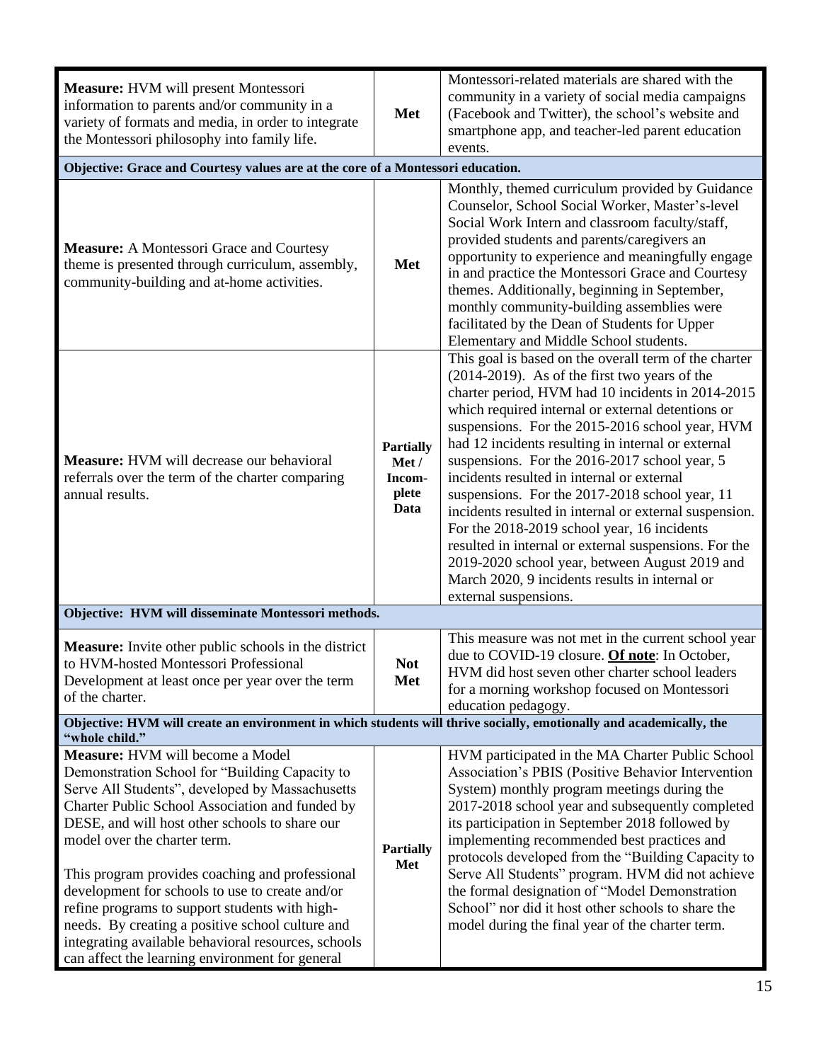| | | |
|---|---|---|
| **Measure:** HVM will present Montessori information to parents and/or community in a variety of formats and media, in order to integrate the Montessori philosophy into family life. | **Met** | Montessori-related materials are shared with the community in a variety of social media campaigns (Facebook and Twitter), the school's website and smartphone app, and teacher-led parent education events. |
| **Objective: Grace and Courtesy values are at the core of a Montessori education.** | | |
| **Measure:** A Montessori Grace and Courtesy theme is presented through curriculum, assembly, community-building and at-home activities. | **Met** | Monthly, themed curriculum provided by Guidance Counselor, School Social Worker, Master's-level Social Work Intern and classroom faculty/staff, provided students and parents/caregivers an opportunity to experience and meaningfully engage in and practice the Montessori Grace and Courtesy themes. Additionally, beginning in September, monthly community-building assemblies were facilitated by the Dean of Students for Upper Elementary and Middle School students. |
| **Measure:** HVM will decrease our behavioral referrals over the term of the charter comparing annual results. | **Partially Met / Incom-plete Data** | This goal is based on the overall term of the charter (2014-2019). As of the first two years of the charter period, HVM had 10 incidents in 2014-2015 which required internal or external detentions or suspensions. For the 2015-2016 school year, HVM had 12 incidents resulting in internal or external suspensions. For the 2016-2017 school year, 5 incidents resulted in internal or external suspensions. For the 2017-2018 school year, 11 incidents resulted in internal or external suspension. For the 2018-2019 school year, 16 incidents resulted in internal or external suspensions. For the 2019-2020 school year, between August 2019 and March 2020, 9 incidents results in internal or external suspensions. |
| **Objective: HVM will disseminate Montessori methods.** | | |
| **Measure:** Invite other public schools in the district to HVM-hosted Montessori Professional Development at least once per year over the term of the charter. | **Not Met** | This measure was not met in the current school year due to COVID-19 closure. **Of note**: In October, HVM did host seven other charter school leaders for a morning workshop focused on Montessori education pedagogy. |
| **Objective: HVM will create an environment in which students will thrive socially, emotionally and academically, the "whole child."** | | |
| **Measure:** HVM will become a Model Demonstration School for "Building Capacity to Serve All Students", developed by Massachusetts Charter Public School Association and funded by DESE, and will host other schools to share our model over the charter term.<br><br>This program provides coaching and professional development for schools to use to create and/or refine programs to support students with high-needs. By creating a positive school culture and integrating available behavioral resources, schools can affect the learning environment for general | **Partially Met** | HVM participated in the MA Charter Public School Association's PBIS (Positive Behavior Intervention System) monthly program meetings during the 2017-2018 school year and subsequently completed its participation in September 2018 followed by implementing recommended best practices and protocols developed from the "Building Capacity to Serve All Students" program. HVM did not achieve the formal designation of "Model Demonstration School" nor did it host other schools to share the model during the final year of the charter term. |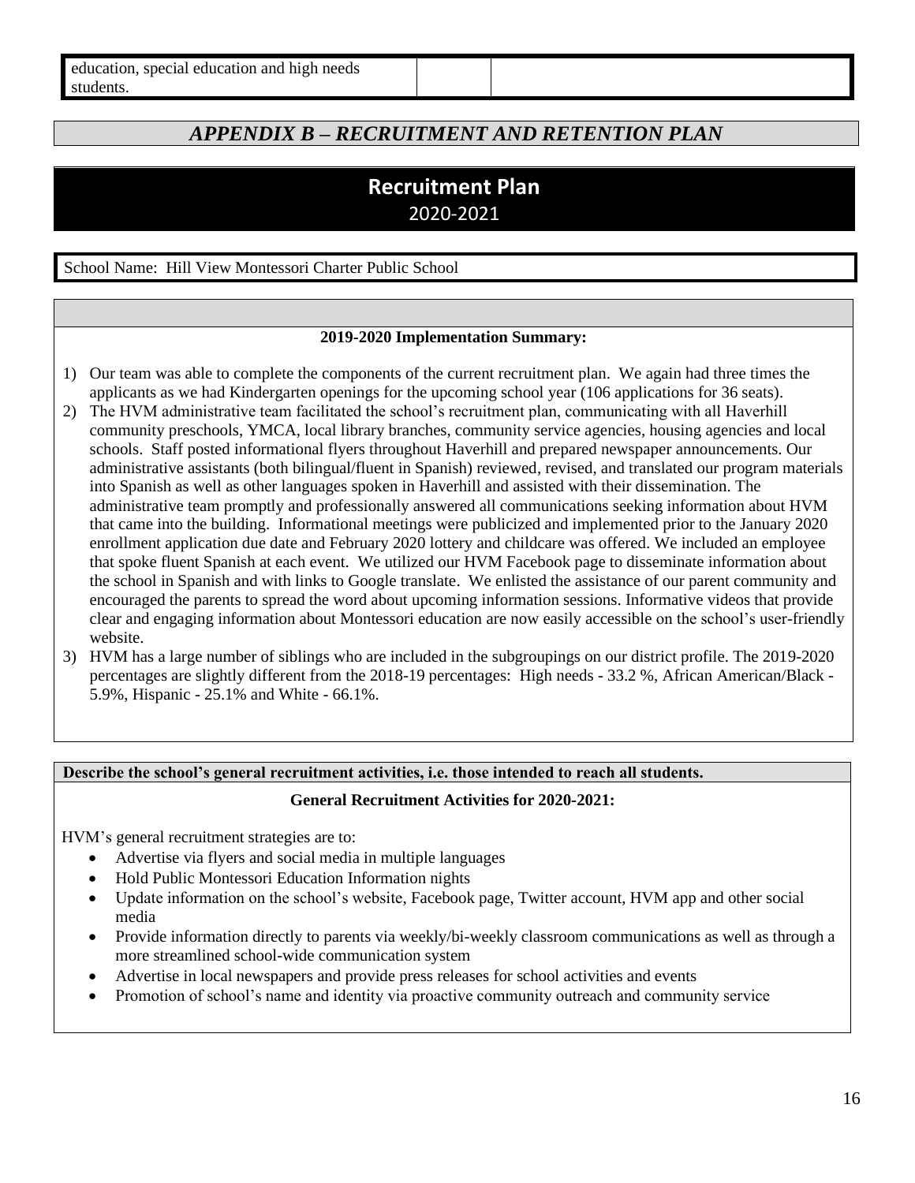| education, special education and high needs students. | | |
|---|---|---|

## *APPENDIX B – RECRUITMENT AND RETENTION PLAN*

## Recruitment Plan
2020-2021

School Name: Hill View Montessori Charter Public School

**2019-2020 Implementation Summary:**

1) Our team was able to complete the components of the current recruitment plan. We again had three times the applicants as we had Kindergarten openings for the upcoming school year (106 applications for 36 seats).
2) The HVM administrative team facilitated the school's recruitment plan, communicating with all Haverhill community preschools, YMCA, local library branches, community service agencies, housing agencies and local schools. Staff posted informational flyers throughout Haverhill and prepared newspaper announcements. Our administrative assistants (both bilingual/fluent in Spanish) reviewed, revised, and translated our program materials into Spanish as well as other languages spoken in Haverhill and assisted with their dissemination. The administrative team promptly and professionally answered all communications seeking information about HVM that came into the building. Informational meetings were publicized and implemented prior to the January 2020 enrollment application due date and February 2020 lottery and childcare was offered. We included an employee that spoke fluent Spanish at each event. We utilized our HVM Facebook page to disseminate information about the school in Spanish and with links to Google translate. We enlisted the assistance of our parent community and encouraged the parents to spread the word about upcoming information sessions. Informative videos that provide clear and engaging information about Montessori education are now easily accessible on the school's user-friendly website.
3) HVM has a large number of siblings who are included in the subgroupings on our district profile. The 2019-2020 percentages are slightly different from the 2018-19 percentages: High needs - 33.2 %, African American/Black - 5.9%, Hispanic - 25.1% and White - 66.1%.

**Describe the school's general recruitment activities, i.e. those intended to reach all students.**

**General Recruitment Activities for 2020-2021:**

HVM's general recruitment strategies are to:

- Advertise via flyers and social media in multiple languages
- Hold Public Montessori Education Information nights
- Update information on the school's website, Facebook page, Twitter account, HVM app and other social media
- Provide information directly to parents via weekly/bi-weekly classroom communications as well as through a more streamlined school-wide communication system
- Advertise in local newspapers and provide press releases for school activities and events
- Promotion of school's name and identity via proactive community outreach and community service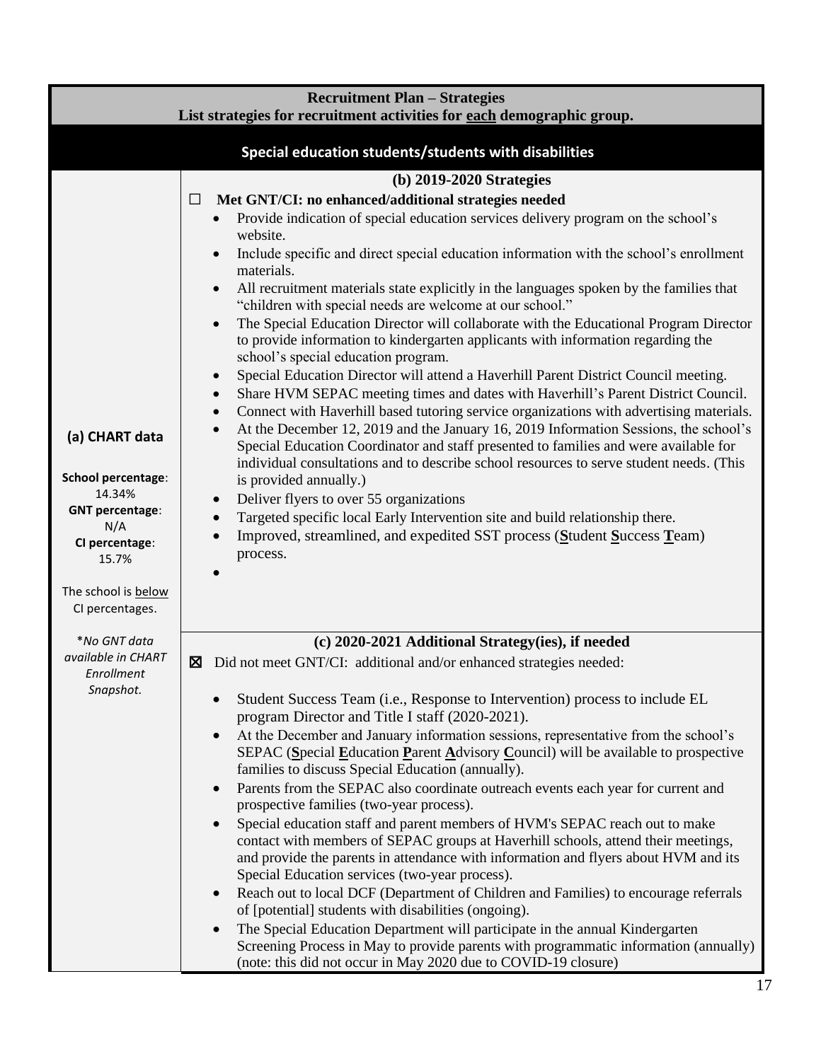| Recruitment Plan – Strategies<br>List strategies for recruitment activities for **each** demographic group. | |
|---|---|
| **Special education students/students with disabilities** | |
| **(a) CHART data**<br><br>**School percentage**: 14.34%<br>**GNT percentage**: N/A<br>**CI percentage**: 15.7%<br><br>The school is below CI percentages.<br><br>*\*No GNT data available in CHART Enrollment Snapshot.* | **(b) 2019-2020 Strategies**<br>☐ **Met GNT/CI: no enhanced/additional strategies needed**<br>• Provide indication of special education services delivery program on the school's website.<br>• Include specific and direct special education information with the school's enrollment materials.<br>• All recruitment materials state explicitly in the languages spoken by the families that "children with special needs are welcome at our school."<br>• The Special Education Director will collaborate with the Educational Program Director to provide information to kindergarten applicants with information regarding the school's special education program.<br>• Special Education Director will attend a Haverhill Parent District Council meeting.<br>• Share HVM SEPAC meeting times and dates with Haverhill's Parent District Council.<br>• Connect with Haverhill based tutoring service organizations with advertising materials.<br>• At the December 12, 2019 and the January 16, 2019 Information Sessions, the school's Special Education Coordinator and staff presented to families and were available for individual consultations and to describe school resources to serve student needs. (This is provided annually.)<br>• Deliver flyers to over 55 organizations<br>• Targeted specific local Early Intervention site and build relationship there.<br>• Improved, streamlined, and expedited SST process (**S**tudent **S**uccess **T**eam) process.<br>• |
| | **(c) 2020-2021 Additional Strategy(ies), if needed**<br>☒ Did not meet GNT/CI: additional and/or enhanced strategies needed:<br>• Student Success Team (i.e., Response to Intervention) process to include EL program Director and Title I staff (2020-2021).<br>• At the December and January information sessions, representative from the school's SEPAC (**S**pecial **E**ducation **P**arent **A**dvisory **C**ouncil) will be available to prospective families to discuss Special Education (annually).<br>• Parents from the SEPAC also coordinate outreach events each year for current and prospective families (two-year process).<br>• Special education staff and parent members of HVM's SEPAC reach out to make contact with members of SEPAC groups at Haverhill schools, attend their meetings, and provide the parents in attendance with information and flyers about HVM and its Special Education services (two-year process).<br>• Reach out to local DCF (Department of Children and Families) to encourage referrals of [potential] students with disabilities (ongoing).<br>• The Special Education Department will participate in the annual Kindergarten Screening Process in May to provide parents with programmatic information (annually) (note: this did not occur in May 2020 due to COVID-19 closure) |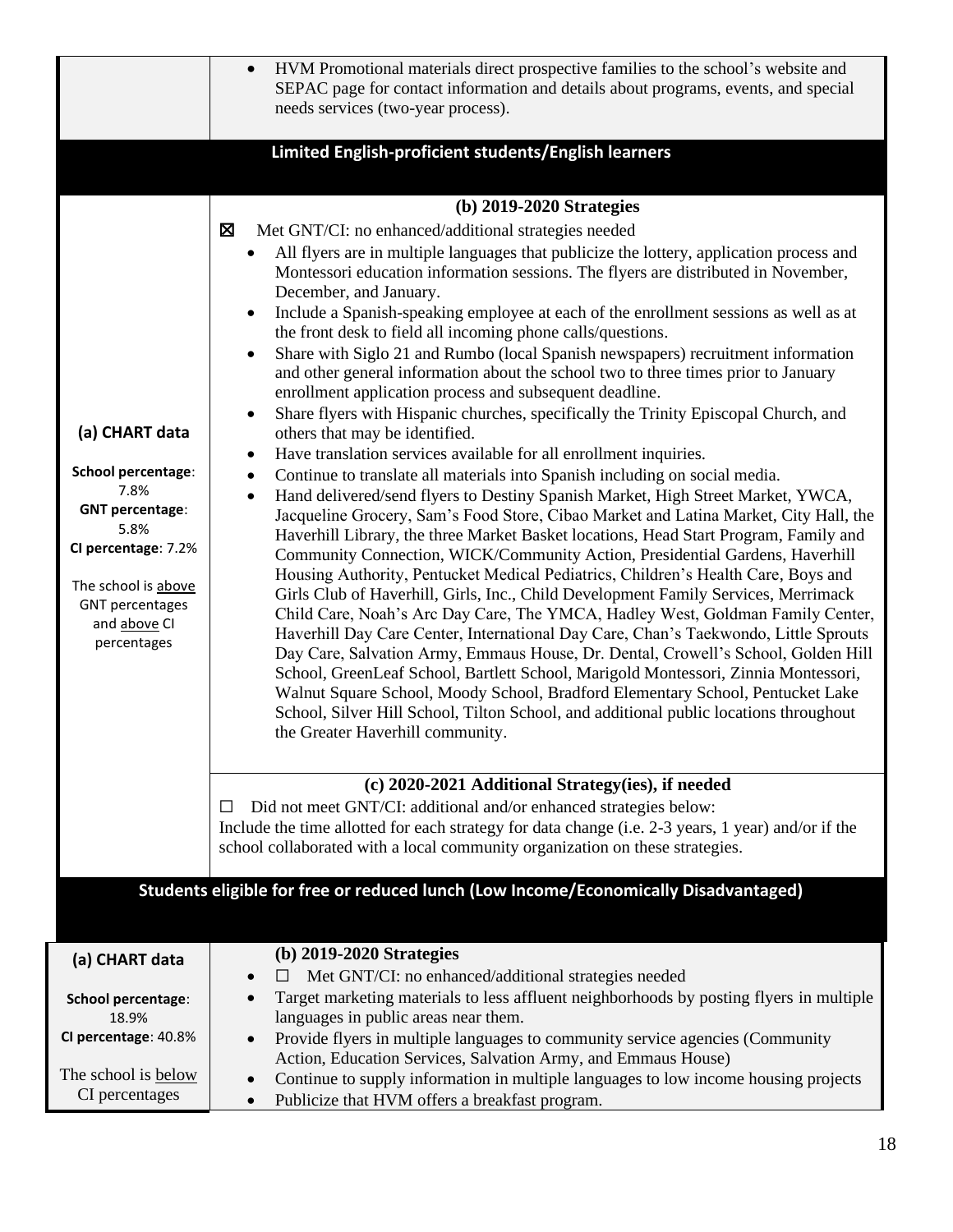| | |
|---|---|
| | • HVM Promotional materials direct prospective families to the school's website and SEPAC page for contact information and details about programs, events, and special needs services (two-year process). |

## Limited English-proficient students/English learners

| | |
|---|---|
| **(a) CHART data**<br><br>**School percentage**: 7.8%<br>**GNT percentage**: 5.8%<br>**CI percentage**: 7.2%<br><br>The school is <u>above</u> GNT percentages and <u>above</u> CI percentages | **(b) 2019-2020 Strategies**<br><br>☒ Met GNT/CI: no enhanced/additional strategies needed<br>• All flyers are in multiple languages that publicize the lottery, application process and Montessori education information sessions. The flyers are distributed in November, December, and January.<br>• Include a Spanish-speaking employee at each of the enrollment sessions as well as at the front desk to field all incoming phone calls/questions.<br>• Share with Siglo 21 and Rumbo (local Spanish newspapers) recruitment information and other general information about the school two to three times prior to January enrollment application process and subsequent deadline.<br>• Share flyers with Hispanic churches, specifically the Trinity Episcopal Church, and others that may be identified.<br>• Have translation services available for all enrollment inquiries.<br>• Continue to translate all materials into Spanish including on social media.<br>• Hand delivered/send flyers to Destiny Spanish Market, High Street Market, YWCA, Jacqueline Grocery, Sam's Food Store, Cibao Market and Latina Market, City Hall, the Haverhill Library, the three Market Basket locations, Head Start Program, Family and Community Connection, WICK/Community Action, Presidential Gardens, Haverhill Housing Authority, Pentucket Medical Pediatrics, Children's Health Care, Boys and Girls Club of Haverhill, Girls, Inc., Child Development Family Services, Merrimack Child Care, Noah's Arc Day Care, The YMCA, Hadley West, Goldman Family Center, Haverhill Day Care Center, International Day Care, Chan's Taekwondo, Little Sprouts Day Care, Salvation Army, Emmaus House, Dr. Dental, Crowell's School, Golden Hill School, GreenLeaf School, Bartlett School, Marigold Montessori, Zinnia Montessori, Walnut Square School, Moody School, Bradford Elementary School, Pentucket Lake School, Silver Hill School, Tilton School, and additional public locations throughout the Greater Haverhill community. |
| | **(c) 2020-2021 Additional Strategy(ies), if needed**<br><br>☐ Did not meet GNT/CI: additional and/or enhanced strategies below:<br>Include the time allotted for each strategy for data change (i.e. 2-3 years, 1 year) and/or if the school collaborated with a local community organization on these strategies. |

## Students eligible for free or reduced lunch (Low Income/Economically Disadvantaged)

| | |
|---|---|
| **(a) CHART data**<br><br>**School percentage**: 18.9%<br>**CI percentage**: 40.8%<br><br>The school is <u>below</u> CI percentages | **(b) 2019-2020 Strategies**<br><br>• ☐ Met GNT/CI: no enhanced/additional strategies needed<br>• Target marketing materials to less affluent neighborhoods by posting flyers in multiple languages in public areas near them.<br>• Provide flyers in multiple languages to community service agencies (Community Action, Education Services, Salvation Army, and Emmaus House)<br>• Continue to supply information in multiple languages to low income housing projects<br>• Publicize that HVM offers a breakfast program. |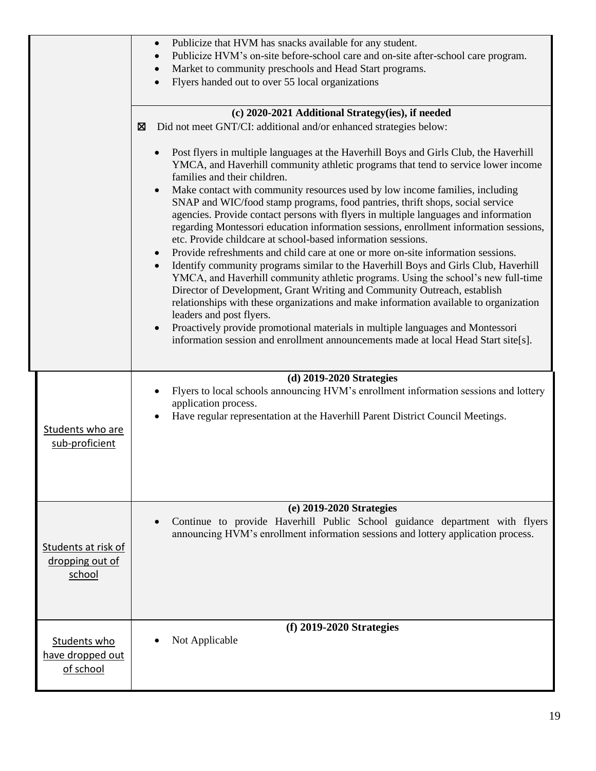| | |
|---|---|
| | • Publicize that HVM has snacks available for any student.<br>• Publicize HVM's on-site before-school care and on-site after-school care program.<br>• Market to community preschools and Head Start programs.<br>• Flyers handed out to over 55 local organizations |
| | **(c) 2020-2021 Additional Strategy(ies), if needed**<br>☒ Did not meet GNT/CI: additional and/or enhanced strategies below:<br>• Post flyers in multiple languages at the Haverhill Boys and Girls Club, the Haverhill YMCA, and Haverhill community athletic programs that tend to service lower income families and their children.<br>• Make contact with community resources used by low income families, including SNAP and WIC/food stamp programs, food pantries, thrift shops, social service agencies. Provide contact persons with flyers in multiple languages and information regarding Montessori education information sessions, enrollment information sessions, etc. Provide childcare at school-based information sessions.<br>• Provide refreshments and child care at one or more on-site information sessions.<br>• Identify community programs similar to the Haverhill Boys and Girls Club, Haverhill YMCA, and Haverhill community athletic programs. Using the school's new full-time Director of Development, Grant Writing and Community Outreach, establish relationships with these organizations and make information available to organization leaders and post flyers.<br>• Proactively provide promotional materials in multiple languages and Montessori information session and enrollment announcements made at local Head Start site[s]. |
| Students who are sub-proficient | **(d) 2019-2020 Strategies**<br>• Flyers to local schools announcing HVM's enrollment information sessions and lottery application process.<br>• Have regular representation at the Haverhill Parent District Council Meetings. |
| Students at risk of dropping out of school | **(e) 2019-2020 Strategies**<br>• Continue to provide Haverhill Public School guidance department with flyers announcing HVM's enrollment information sessions and lottery application process. |
| Students who have dropped out of school | **(f) 2019-2020 Strategies**<br>• Not Applicable |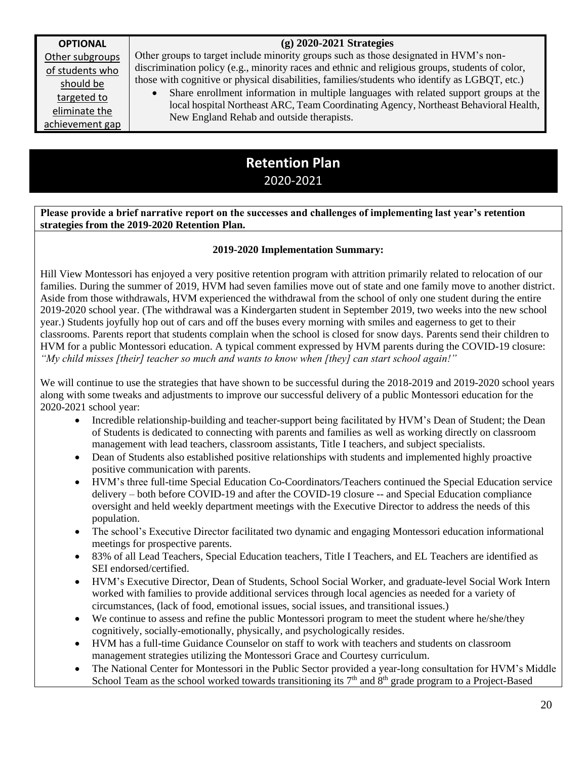| OPTIONAL<br>Other subgroups of students who should be targeted to eliminate the achievement gap | **(g) 2020-2021 Strategies**<br>Other groups to target include minority groups such as those designated in HVM's non-discrimination policy (e.g., minority races and ethnic and religious groups, students of color, those with cognitive or physical disabilities, families/students who identify as LGBQT, etc.)<br>• Share enrollment information in multiple languages with related support groups at the local hospital Northeast ARC, Team Coordinating Agency, Northeast Behavioral Health, New England Rehab and outside therapists. |
|---|---|

# Retention Plan

2020-2021

**Please provide a brief narrative report on the successes and challenges of implementing last year's retention strategies from the 2019-2020 Retention Plan.**

**2019-2020 Implementation Summary:**

Hill View Montessori has enjoyed a very positive retention program with attrition primarily related to relocation of our families. During the summer of 2019, HVM had seven families move out of state and one family move to another district. Aside from those withdrawals, HVM experienced the withdrawal from the school of only one student during the entire 2019-2020 school year. (The withdrawal was a Kindergarten student in September 2019, two weeks into the new school year.) Students joyfully hop out of cars and off the buses every morning with smiles and eagerness to get to their classrooms. Parents report that students complain when the school is closed for snow days. Parents send their children to HVM for a public Montessori education. A typical comment expressed by HVM parents during the COVID-19 closure: *"My child misses [their] teacher so much and wants to know when [they] can start school again!"*

We will continue to use the strategies that have shown to be successful during the 2018-2019 and 2019-2020 school years along with some tweaks and adjustments to improve our successful delivery of a public Montessori education for the 2020-2021 school year:

- Incredible relationship-building and teacher-support being facilitated by HVM's Dean of Student; the Dean of Students is dedicated to connecting with parents and families as well as working directly on classroom management with lead teachers, classroom assistants, Title I teachers, and subject specialists.
- Dean of Students also established positive relationships with students and implemented highly proactive positive communication with parents.
- HVM's three full-time Special Education Co-Coordinators/Teachers continued the Special Education service delivery – both before COVID-19 and after the COVID-19 closure -- and Special Education compliance oversight and held weekly department meetings with the Executive Director to address the needs of this population.
- The school's Executive Director facilitated two dynamic and engaging Montessori education informational meetings for prospective parents.
- 83% of all Lead Teachers, Special Education teachers, Title I Teachers, and EL Teachers are identified as SEI endorsed/certified.
- HVM's Executive Director, Dean of Students, School Social Worker, and graduate-level Social Work Intern worked with families to provide additional services through local agencies as needed for a variety of circumstances, (lack of food, emotional issues, social issues, and transitional issues.)
- We continue to assess and refine the public Montessori program to meet the student where he/she/they cognitively, socially-emotionally, physically, and psychologically resides.
- HVM has a full-time Guidance Counselor on staff to work with teachers and students on classroom management strategies utilizing the Montessori Grace and Courtesy curriculum.
- The National Center for Montessori in the Public Sector provided a year-long consultation for HVM's Middle School Team as the school worked towards transitioning its 7th and 8th grade program to a Project-Based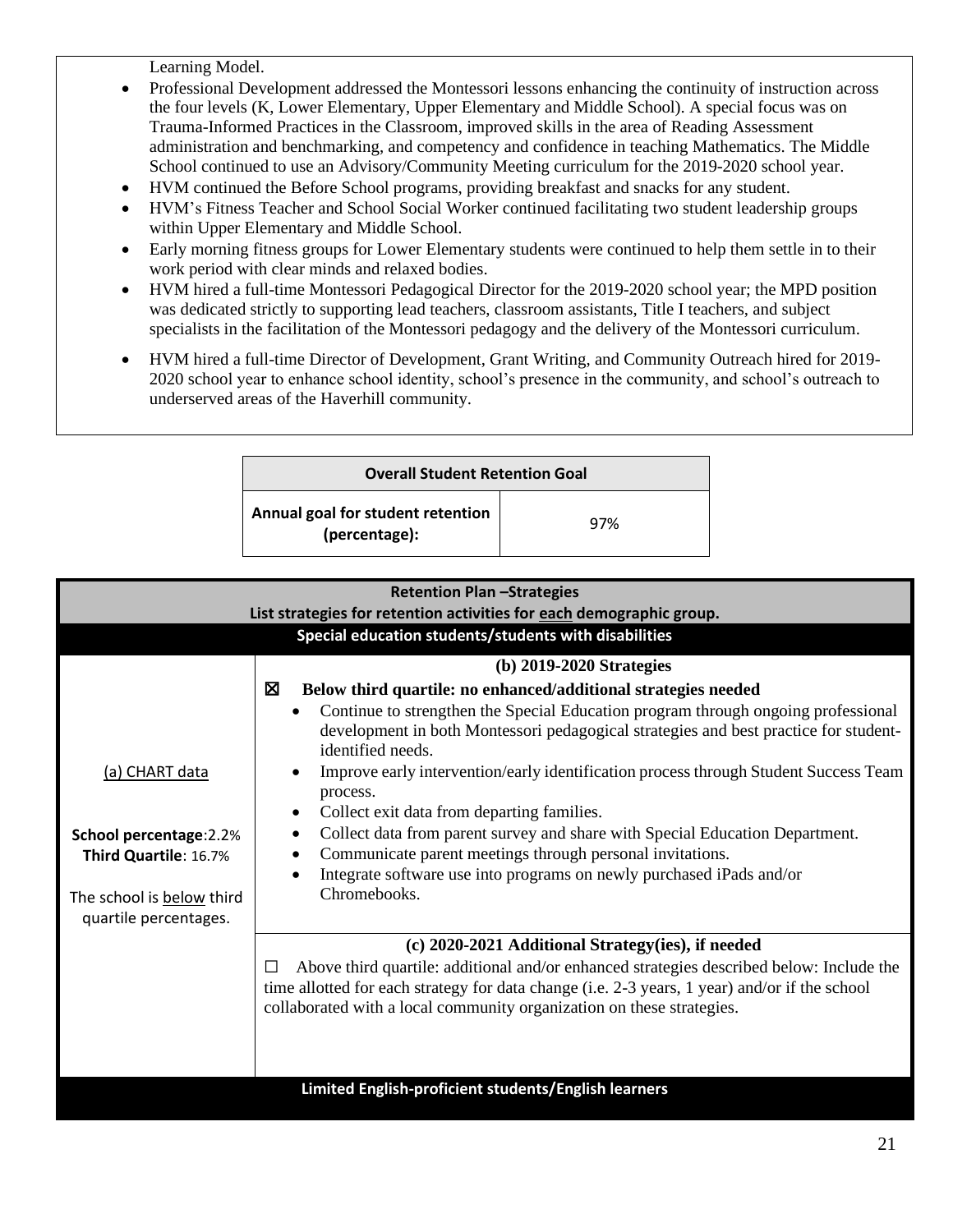Learning Model.

- Professional Development addressed the Montessori lessons enhancing the continuity of instruction across the four levels (K, Lower Elementary, Upper Elementary and Middle School). A special focus was on Trauma-Informed Practices in the Classroom, improved skills in the area of Reading Assessment administration and benchmarking, and competency and confidence in teaching Mathematics. The Middle School continued to use an Advisory/Community Meeting curriculum for the 2019-2020 school year.
- HVM continued the Before School programs, providing breakfast and snacks for any student.
- HVM's Fitness Teacher and School Social Worker continued facilitating two student leadership groups within Upper Elementary and Middle School.
- Early morning fitness groups for Lower Elementary students were continued to help them settle in to their work period with clear minds and relaxed bodies.
- HVM hired a full-time Montessori Pedagogical Director for the 2019-2020 school year; the MPD position was dedicated strictly to supporting lead teachers, classroom assistants, Title I teachers, and subject specialists in the facilitation of the Montessori pedagogy and the delivery of the Montessori curriculum.
- HVM hired a full-time Director of Development, Grant Writing, and Community Outreach hired for 2019-2020 school year to enhance school identity, school's presence in the community, and school's outreach to underserved areas of the Haverhill community.

| **Overall Student Retention Goal** | |
|---|---|
| **Annual goal for student retention (percentage):** | 97% |

| **Retention Plan –Strategies**<br>**List strategies for retention activities for each demographic group.** | |
|---|---|
| **Special education students/students with disabilities** | |
| (a) CHART data<br><br>**School percentage**:2.2%<br>**Third Quartile**: 16.7%<br><br>The school is below third quartile percentages. | **(b) 2019-2020 Strategies**<br>☒ **Below third quartile: no enhanced/additional strategies needed**<br>• Continue to strengthen the Special Education program through ongoing professional development in both Montessori pedagogical strategies and best practice for student-identified needs.<br>• Improve early intervention/early identification process through Student Success Team process.<br>• Collect exit data from departing families.<br>• Collect data from parent survey and share with Special Education Department.<br>• Communicate parent meetings through personal invitations.<br>• Integrate software use into programs on newly purchased iPads and/or Chromebooks. |
| | **(c) 2020-2021 Additional Strategy(ies), if needed**<br>☐ Above third quartile: additional and/or enhanced strategies described below: Include the time allotted for each strategy for data change (i.e. 2-3 years, 1 year) and/or if the school collaborated with a local community organization on these strategies. |
| **Limited English-proficient students/English learners** | |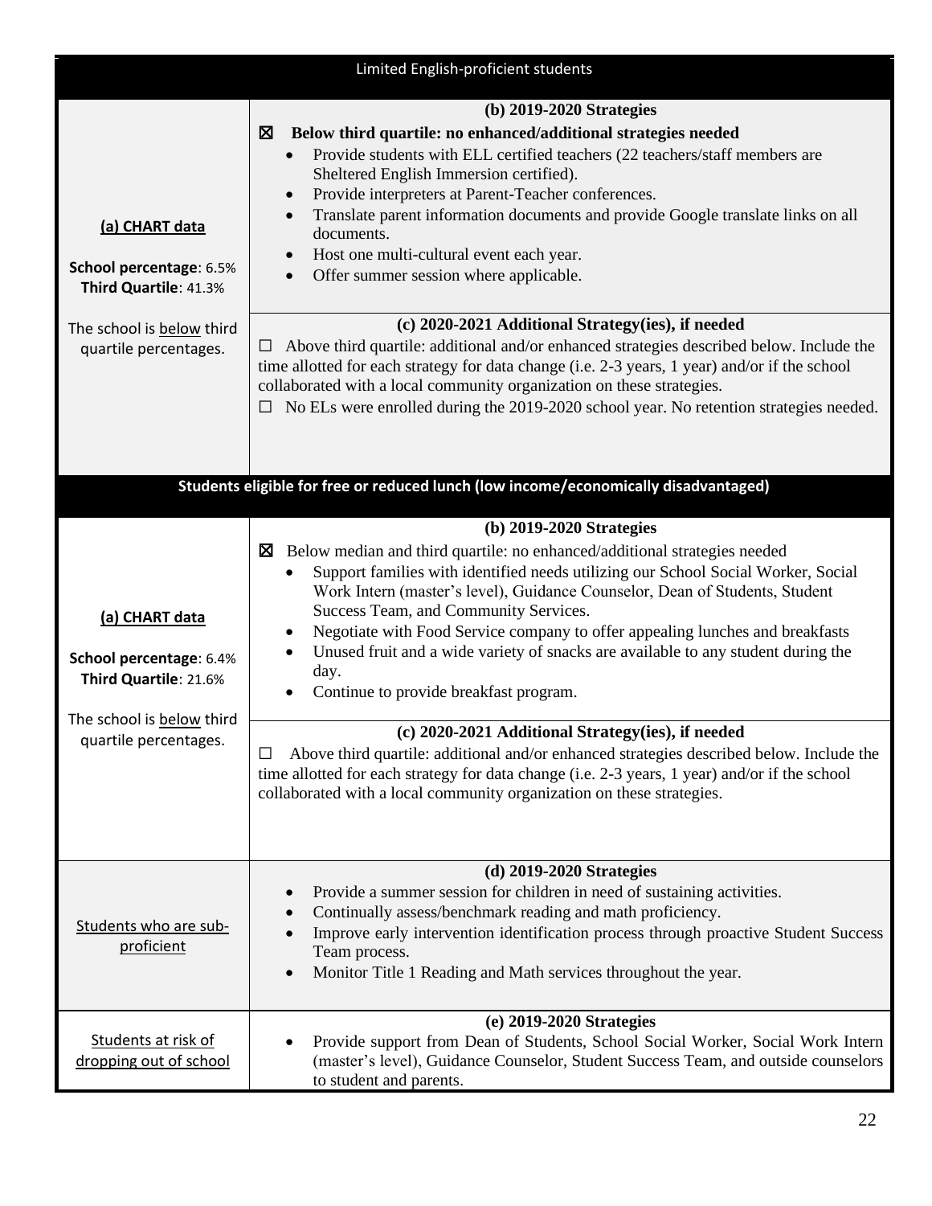| Limited English-proficient students | |
|---|---|
| **(a) CHART data**<br><br>**School percentage**: 6.5%<br>**Third Quartile**: 41.3%<br><br>The school is below third quartile percentages. | **(b) 2019-2020 Strategies**<br>☒ **Below third quartile: no enhanced/additional strategies needed**<br>• Provide students with ELL certified teachers (22 teachers/staff members are Sheltered English Immersion certified).<br>• Provide interpreters at Parent-Teacher conferences.<br>• Translate parent information documents and provide Google translate links on all documents.<br>• Host one multi-cultural event each year.<br>• Offer summer session where applicable.<br><br>**(c) 2020-2021 Additional Strategy(ies), if needed**<br>☐ Above third quartile: additional and/or enhanced strategies described below. Include the time allotted for each strategy for data change (i.e. 2-3 years, 1 year) and/or if the school collaborated with a local community organization on these strategies.<br>☐ No ELs were enrolled during the 2019-2020 school year. No retention strategies needed. |

| Students eligible for free or reduced lunch (low income/economically disadvantaged) | |
|---|---|
| **(a) CHART data**<br><br>**School percentage**: 6.4%<br>**Third Quartile**: 21.6%<br><br>The school is below third quartile percentages. | **(b) 2019-2020 Strategies**<br>☒ Below median and third quartile: no enhanced/additional strategies needed<br>• Support families with identified needs utilizing our School Social Worker, Social Work Intern (master's level), Guidance Counselor, Dean of Students, Student Success Team, and Community Services.<br>• Negotiate with Food Service company to offer appealing lunches and breakfasts<br>• Unused fruit and a wide variety of snacks are available to any student during the day.<br>• Continue to provide breakfast program.<br><br>**(c) 2020-2021 Additional Strategy(ies), if needed**<br>☐ Above third quartile: additional and/or enhanced strategies described below. Include the time allotted for each strategy for data change (i.e. 2-3 years, 1 year) and/or if the school collaborated with a local community organization on these strategies. |
| Students who are sub-proficient | **(d) 2019-2020 Strategies**<br>• Provide a summer session for children in need of sustaining activities.<br>• Continually assess/benchmark reading and math proficiency.<br>• Improve early intervention identification process through proactive Student Success Team process.<br>• Monitor Title 1 Reading and Math services throughout the year. |
| Students at risk of dropping out of school | **(e) 2019-2020 Strategies**<br>• Provide support from Dean of Students, School Social Worker, Social Work Intern (master's level), Guidance Counselor, Student Success Team, and outside counselors to student and parents. |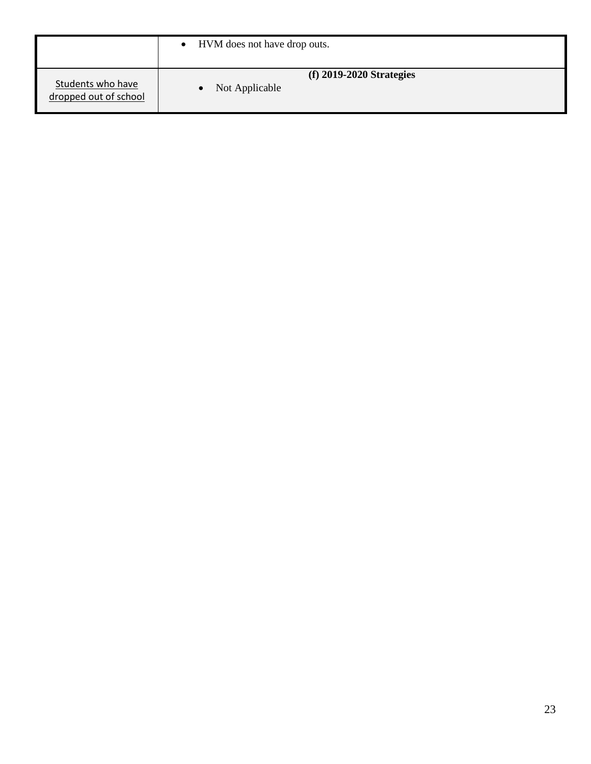| | |
|---|---|
| | • HVM does not have drop outs. |
| Students who have dropped out of school | **(f) 2019-2020 Strategies**<br>• Not Applicable |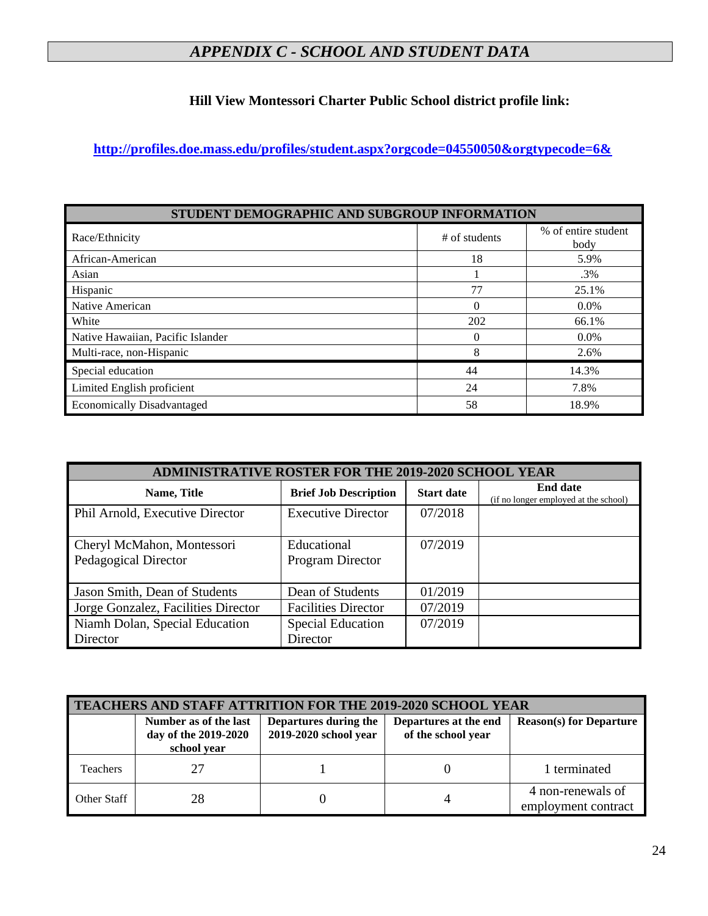# *APPENDIX C - SCHOOL AND STUDENT DATA*

**Hill View Montessori Charter Public School district profile link:**

**http://profiles.doe.mass.edu/profiles/student.aspx?orgcode=04550050&orgtypecode=6&**

| STUDENT DEMOGRAPHIC AND SUBGROUP INFORMATION | | |
|---|---|---|
| Race/Ethnicity | # of students | % of entire student body |
| African-American | 18 | 5.9% |
| Asian | 1 | .3% |
| Hispanic | 77 | 25.1% |
| Native American | 0 | 0.0% |
| White | 202 | 66.1% |
| Native Hawaiian, Pacific Islander | 0 | 0.0% |
| Multi-race, non-Hispanic | 8 | 2.6% |
| Special education | 44 | 14.3% |
| Limited English proficient | 24 | 7.8% |
| Economically Disadvantaged | 58 | 18.9% |

| ADMINISTRATIVE ROSTER FOR THE 2019-2020 SCHOOL YEAR | | | |
|---|---|---|---|
| **Name, Title** | **Brief Job Description** | **Start date** | **End date** (if no longer employed at the school) |
| Phil Arnold, Executive Director | Executive Director | 07/2018 | |
| Cheryl McMahon, Montessori Pedagogical Director | Educational Program Director | 07/2019 | |
| Jason Smith, Dean of Students | Dean of Students | 01/2019 | |
| Jorge Gonzalez, Facilities Director | Facilities Director | 07/2019 | |
| Niamh Dolan, Special Education Director | Special Education Director | 07/2019 | |

| TEACHERS AND STAFF ATTRITION FOR THE 2019-2020 SCHOOL YEAR | | | | |
|---|---|---|---|---|
| | **Number as of the last day of the 2019-2020 school year** | **Departures during the 2019-2020 school year** | **Departures at the end of the school year** | **Reason(s) for Departure** |
| Teachers | 27 | 1 | 0 | 1 terminated |
| Other Staff | 28 | 0 | 4 | 4 non-renewals of employment contract |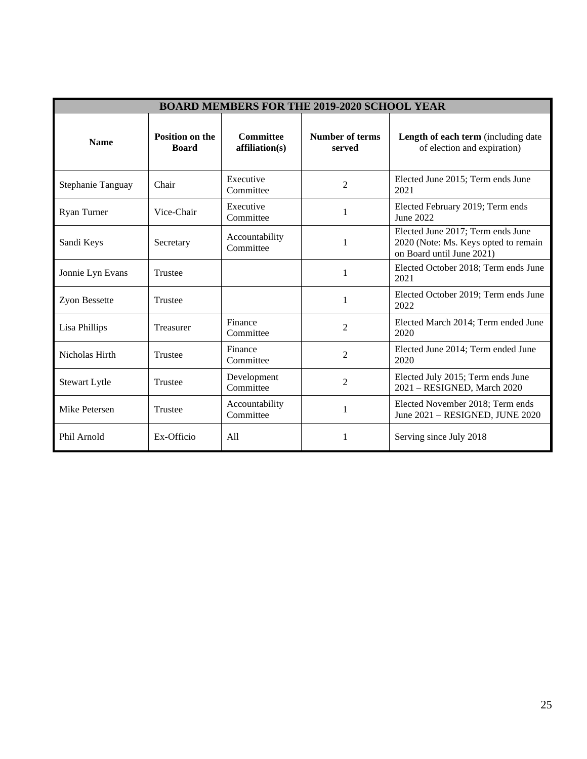| BOARD MEMBERS FOR THE 2019-2020 SCHOOL YEAR | | | | |
|---|---|---|---|---|
| **Name** | **Position on the Board** | **Committee affiliation(s)** | **Number of terms served** | **Length of each term** (including date of election and expiration) |
| Stephanie Tanguay | Chair | Executive Committee | 2 | Elected June 2015; Term ends June 2021 |
| Ryan Turner | Vice-Chair | Executive Committee | 1 | Elected February 2019; Term ends June 2022 |
| Sandi Keys | Secretary | Accountability Committee | 1 | Elected June 2017; Term ends June 2020 (Note: Ms. Keys opted to remain on Board until June 2021) |
| Jonnie Lyn Evans | Trustee | | 1 | Elected October 2018; Term ends June 2021 |
| Zyon Bessette | Trustee | | 1 | Elected October 2019; Term ends June 2022 |
| Lisa Phillips | Treasurer | Finance Committee | 2 | Elected March 2014; Term ended June 2020 |
| Nicholas Hirth | Trustee | Finance Committee | 2 | Elected June 2014; Term ended June 2020 |
| Stewart Lytle | Trustee | Development Committee | 2 | Elected July 2015; Term ends June 2021 – RESIGNED, March 2020 |
| Mike Petersen | Trustee | Accountability Committee | 1 | Elected November 2018; Term ends June 2021 – RESIGNED, JUNE 2020 |
| Phil Arnold | Ex-Officio | All | 1 | Serving since July 2018 |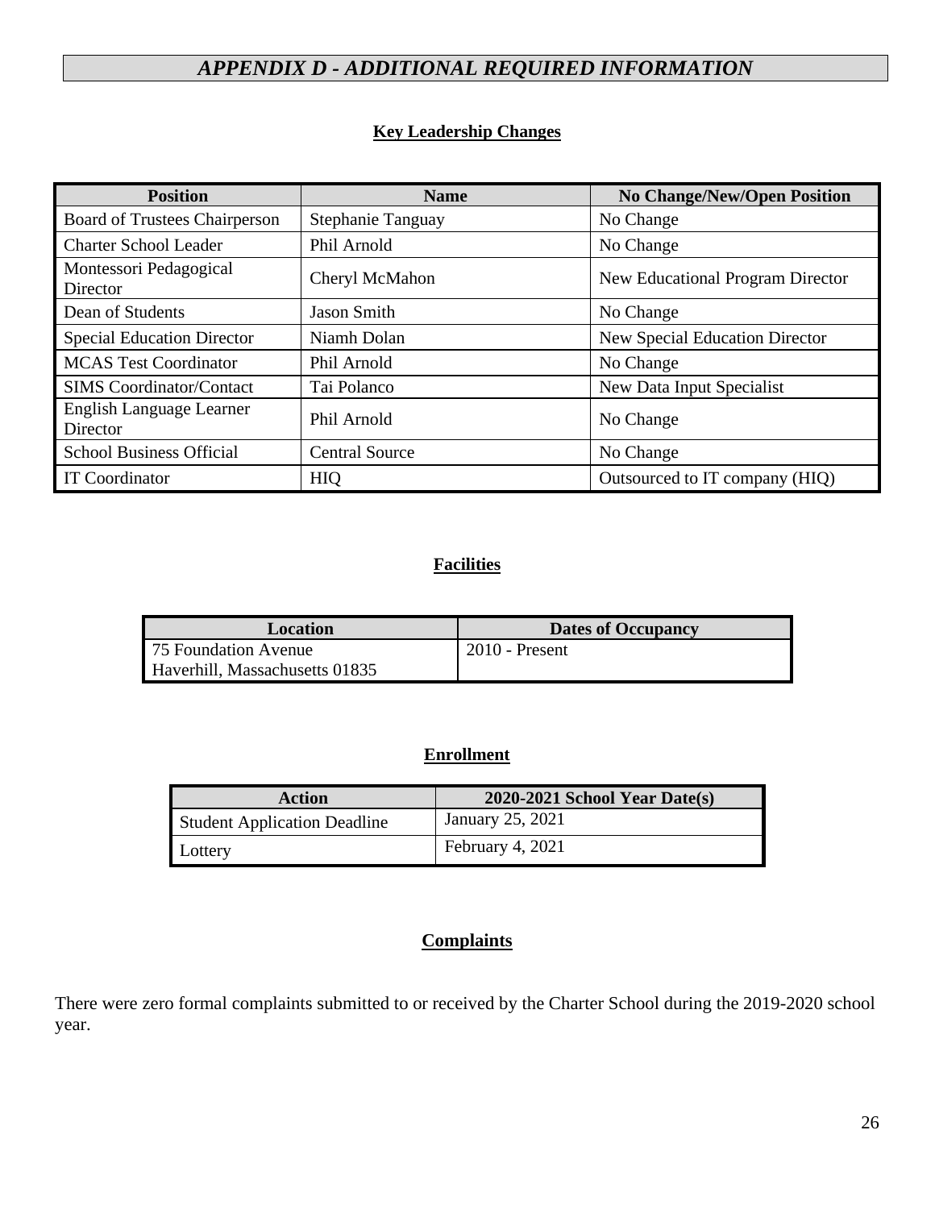# *APPENDIX D - ADDITIONAL REQUIRED INFORMATION*

## Key Leadership Changes

| Position | Name | No Change/New/Open Position |
|---|---|---|
| Board of Trustees Chairperson | Stephanie Tanguay | No Change |
| Charter School Leader | Phil Arnold | No Change |
| Montessori Pedagogical Director | Cheryl McMahon | New Educational Program Director |
| Dean of Students | Jason Smith | No Change |
| Special Education Director | Niamh Dolan | New Special Education Director |
| MCAS Test Coordinator | Phil Arnold | No Change |
| SIMS Coordinator/Contact | Tai Polanco | New Data Input Specialist |
| English Language Learner Director | Phil Arnold | No Change |
| School Business Official | Central Source | No Change |
| IT Coordinator | HIQ | Outsourced to IT company (HIQ) |

## Facilities

| Location | Dates of Occupancy |
|---|---|
| 75 Foundation Avenue<br>Haverhill, Massachusetts 01835 | 2010 - Present |

## Enrollment

| Action | 2020-2021 School Year Date(s) |
|---|---|
| Student Application Deadline | January 25, 2021 |
| Lottery | February 4, 2021 |

## Complaints

There were zero formal complaints submitted to or received by the Charter School during the 2019-2020 school year.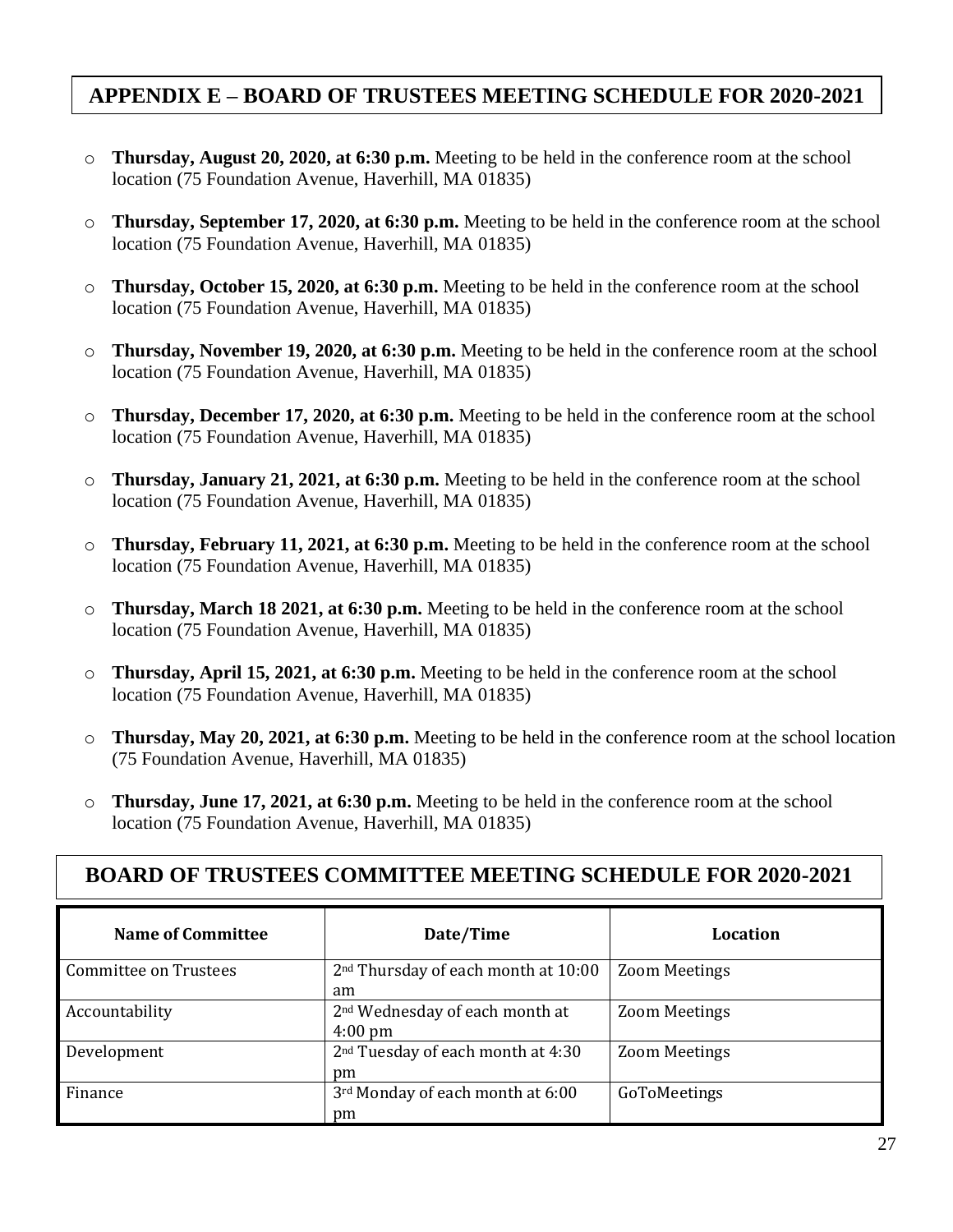# APPENDIX E – BOARD OF TRUSTEES MEETING SCHEDULE FOR 2020-2021

- **Thursday, August 20, 2020, at 6:30 p.m.** Meeting to be held in the conference room at the school location (75 Foundation Avenue, Haverhill, MA 01835)
- **Thursday, September 17, 2020, at 6:30 p.m.** Meeting to be held in the conference room at the school location (75 Foundation Avenue, Haverhill, MA 01835)
- **Thursday, October 15, 2020, at 6:30 p.m.** Meeting to be held in the conference room at the school location (75 Foundation Avenue, Haverhill, MA 01835)
- **Thursday, November 19, 2020, at 6:30 p.m.** Meeting to be held in the conference room at the school location (75 Foundation Avenue, Haverhill, MA 01835)
- **Thursday, December 17, 2020, at 6:30 p.m.** Meeting to be held in the conference room at the school location (75 Foundation Avenue, Haverhill, MA 01835)
- **Thursday, January 21, 2021, at 6:30 p.m.** Meeting to be held in the conference room at the school location (75 Foundation Avenue, Haverhill, MA 01835)
- **Thursday, February 11, 2021, at 6:30 p.m.** Meeting to be held in the conference room at the school location (75 Foundation Avenue, Haverhill, MA 01835)
- **Thursday, March 18 2021, at 6:30 p.m.** Meeting to be held in the conference room at the school location (75 Foundation Avenue, Haverhill, MA 01835)
- **Thursday, April 15, 2021, at 6:30 p.m.** Meeting to be held in the conference room at the school location (75 Foundation Avenue, Haverhill, MA 01835)
- **Thursday, May 20, 2021, at 6:30 p.m.** Meeting to be held in the conference room at the school location (75 Foundation Avenue, Haverhill, MA 01835)
- **Thursday, June 17, 2021, at 6:30 p.m.** Meeting to be held in the conference room at the school location (75 Foundation Avenue, Haverhill, MA 01835)

# BOARD OF TRUSTEES COMMITTEE MEETING SCHEDULE FOR 2020-2021

| Name of Committee | Date/Time | Location |
|---|---|---|
| Committee on Trustees | 2nd Thursday of each month at 10:00 am | Zoom Meetings |
| Accountability | 2nd Wednesday of each month at 4:00 pm | Zoom Meetings |
| Development | 2nd Tuesday of each month at 4:30 pm | Zoom Meetings |
| Finance | 3rd Monday of each month at 6:00 pm | GoToMeetings |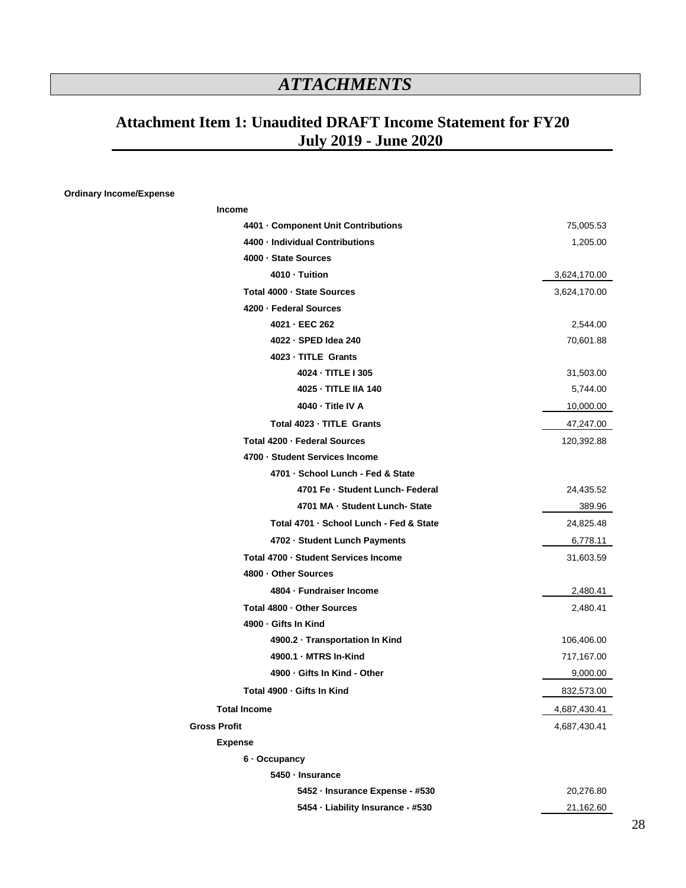# *ATTACHMENTS*

## Attachment Item 1: Unaudited DRAFT Income Statement for FY20
## July 2019 - June 2020

| Account | Amount |
|---|---|
| **Ordinary Income/Expense** | |
| **Income** | |
| **4401 · Component Unit Contributions** | 75,005.53 |
| **4400 · Individual Contributions** | 1,205.00 |
| **4000 · State Sources** | |
| **4010 · Tuition** | 3,624,170.00 |
| **Total 4000 · State Sources** | 3,624,170.00 |
| **4200 · Federal Sources** | |
| **4021 · EEC 262** | 2,544.00 |
| **4022 · SPED Idea 240** | 70,601.88 |
| **4023 · TITLE Grants** | |
| **4024 · TITLE I 305** | 31,503.00 |
| **4025 · TITLE IIA 140** | 5,744.00 |
| **4040 · Title IV A** | 10,000.00 |
| **Total 4023 · TITLE Grants** | 47,247.00 |
| **Total 4200 · Federal Sources** | 120,392.88 |
| **4700 · Student Services Income** | |
| **4701 · School Lunch - Fed & State** | |
| **4701 Fe · Student Lunch- Federal** | 24,435.52 |
| **4701 MA · Student Lunch- State** | 389.96 |
| **Total 4701 · School Lunch - Fed & State** | 24,825.48 |
| **4702 · Student Lunch Payments** | 6,778.11 |
| **Total 4700 · Student Services Income** | 31,603.59 |
| **4800 · Other Sources** | |
| **4804 · Fundraiser Income** | 2,480.41 |
| **Total 4800 · Other Sources** | 2,480.41 |
| **4900 · Gifts In Kind** | |
| **4900.2 · Transportation In Kind** | 106,406.00 |
| **4900.1 · MTRS In-Kind** | 717,167.00 |
| **4900 · Gifts In Kind - Other** | 9,000.00 |
| **Total 4900 · Gifts In Kind** | 832,573.00 |
| **Total Income** | 4,687,430.41 |
| **Gross Profit** | 4,687,430.41 |
| **Expense** | |
| **6 · Occupancy** | |
| **5450 · Insurance** | |
| **5452 · Insurance Expense - #530** | 20,276.80 |
| **5454 · Liability Insurance - #530** | 21,162.60 |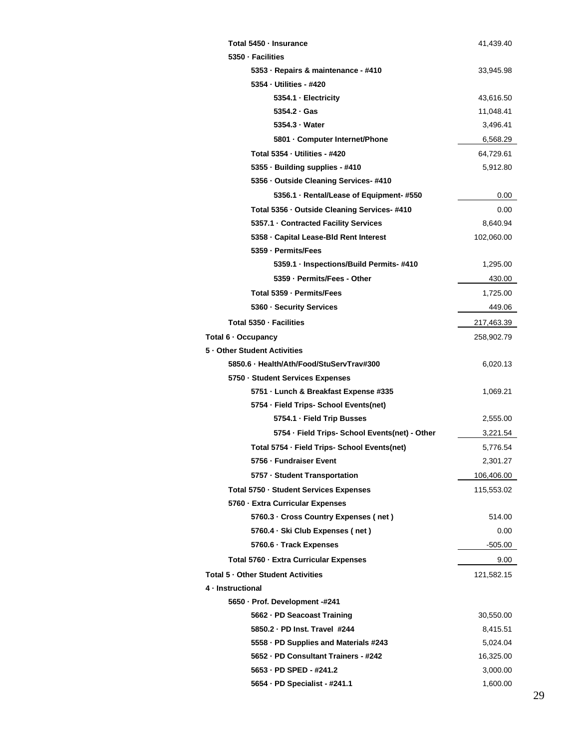| Account | Amount |
|---|---|
| Total 5450 · Insurance | 41,439.40 |
| 5350 · Facilities | |
| 5353 · Repairs & maintenance - #410 | 33,945.98 |
| 5354 · Utilities - #420 | |
| 5354.1 · Electricity | 43,616.50 |
| 5354.2 · Gas | 11,048.41 |
| 5354.3 · Water | 3,496.41 |
| 5801 · Computer Internet/Phone | 6,568.29 |
| Total 5354 · Utilities - #420 | 64,729.61 |
| 5355 · Building supplies - #410 | 5,912.80 |
| 5356 · Outside Cleaning Services- #410 | |
| 5356.1 · Rental/Lease of Equipment- #550 | 0.00 |
| Total 5356 · Outside Cleaning Services- #410 | 0.00 |
| 5357.1 · Contracted Facility Services | 8,640.94 |
| 5358 · Capital Lease-Bld Rent Interest | 102,060.00 |
| 5359 · Permits/Fees | |
| 5359.1 · Inspections/Build Permits- #410 | 1,295.00 |
| 5359 · Permits/Fees - Other | 430.00 |
| Total 5359 · Permits/Fees | 1,725.00 |
| 5360 · Security Services | 449.06 |
| Total 5350 · Facilities | 217,463.39 |
| Total 6 · Occupancy | 258,902.79 |
| 5 · Other Student Activities | |
| 5850.6 · Health/Ath/Food/StuServTrav#300 | 6,020.13 |
| 5750 · Student Services Expenses | |
| 5751 · Lunch & Breakfast Expense #335 | 1,069.21 |
| 5754 · Field Trips- School Events(net) | |
| 5754.1 · Field Trip Busses | 2,555.00 |
| 5754 · Field Trips- School Events(net) - Other | 3,221.54 |
| Total 5754 · Field Trips- School Events(net) | 5,776.54 |
| 5756 · Fundraiser Event | 2,301.27 |
| 5757 · Student Transportation | 106,406.00 |
| Total 5750 · Student Services Expenses | 115,553.02 |
| 5760 · Extra Curricular Expenses | |
| 5760.3 · Cross Country Expenses ( net ) | 514.00 |
| 5760.4 · Ski Club Expenses ( net ) | 0.00 |
| 5760.6 · Track Expenses | -505.00 |
| Total 5760 · Extra Curricular Expenses | 9.00 |
| Total 5 · Other Student Activities | 121,582.15 |
| 4 · Instructional | |
| 5650 · Prof. Development -#241 | |
| 5662 · PD Seacoast Training | 30,550.00 |
| 5850.2 · PD Inst. Travel #244 | 8,415.51 |
| 5558 · PD Supplies and Materials #243 | 5,024.04 |
| 5652 · PD Consultant Trainers - #242 | 16,325.00 |
| 5653 · PD SPED - #241.2 | 3,000.00 |
| 5654 · PD Specialist - #241.1 | 1,600.00 |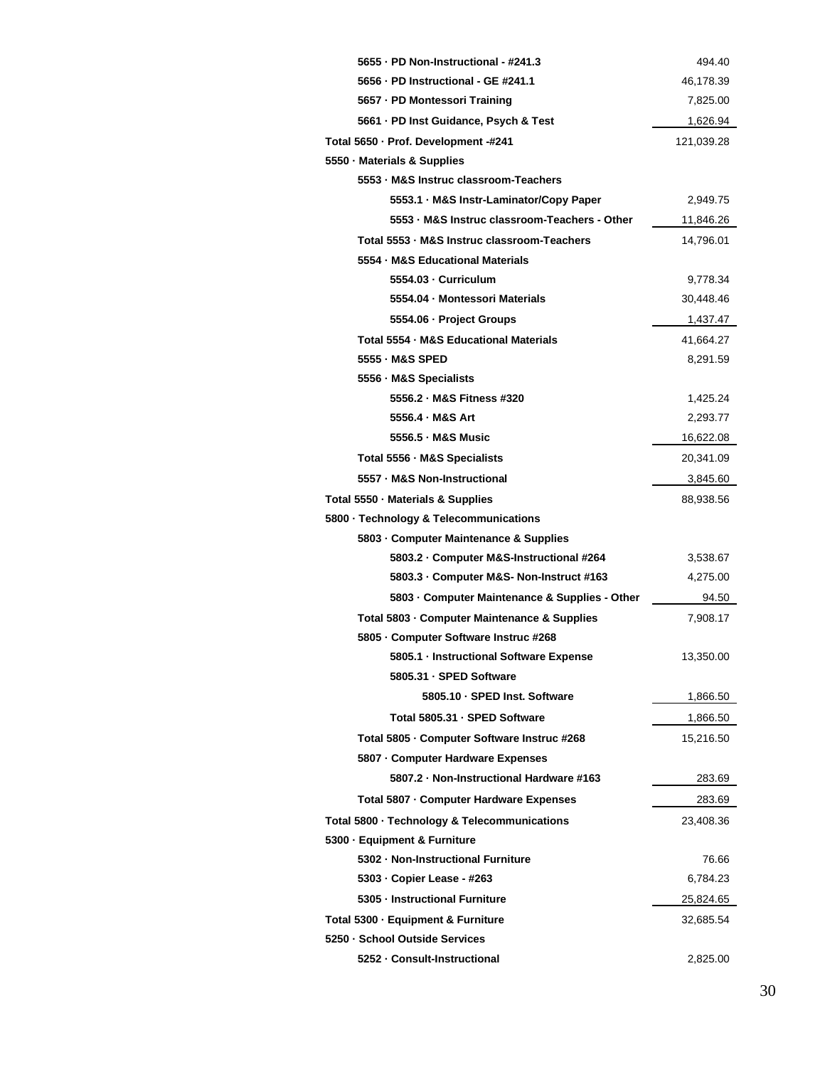| Account | Amount |
|---|---|
| 5655 · PD Non-Instructional - #241.3 | 494.40 |
| 5656 · PD Instructional - GE #241.1 | 46,178.39 |
| 5657 · PD Montessori Training | 7,825.00 |
| 5661 · PD Inst Guidance, Psych & Test | 1,626.94 |
| Total 5650 · Prof. Development -#241 | 121,039.28 |
| 5550 · Materials & Supplies | |
| 5553 · M&S Instruc classroom-Teachers | |
| 5553.1 · M&S Instr-Laminator/Copy Paper | 2,949.75 |
| 5553 · M&S Instruc classroom-Teachers - Other | 11,846.26 |
| Total 5553 · M&S Instruc classroom-Teachers | 14,796.01 |
| 5554 · M&S Educational Materials | |
| 5554.03 · Curriculum | 9,778.34 |
| 5554.04 · Montessori Materials | 30,448.46 |
| 5554.06 · Project Groups | 1,437.47 |
| Total 5554 · M&S Educational Materials | 41,664.27 |
| 5555 · M&S SPED | 8,291.59 |
| 5556 · M&S Specialists | |
| 5556.2 · M&S Fitness #320 | 1,425.24 |
| 5556.4 · M&S Art | 2,293.77 |
| 5556.5 · M&S Music | 16,622.08 |
| Total 5556 · M&S Specialists | 20,341.09 |
| 5557 · M&S Non-Instructional | 3,845.60 |
| Total 5550 · Materials & Supplies | 88,938.56 |
| 5800 · Technology & Telecommunications | |
| 5803 · Computer Maintenance & Supplies | |
| 5803.2 · Computer M&S-Instructional #264 | 3,538.67 |
| 5803.3 · Computer M&S- Non-Instruct #163 | 4,275.00 |
| 5803 · Computer Maintenance & Supplies - Other | 94.50 |
| Total 5803 · Computer Maintenance & Supplies | 7,908.17 |
| 5805 · Computer Software Instruc #268 | |
| 5805.1 · Instructional Software Expense | 13,350.00 |
| 5805.31 · SPED Software | |
| 5805.10 · SPED Inst. Software | 1,866.50 |
| Total 5805.31 · SPED Software | 1,866.50 |
| Total 5805 · Computer Software Instruc #268 | 15,216.50 |
| 5807 · Computer Hardware Expenses | |
| 5807.2 · Non-Instructional Hardware #163 | 283.69 |
| Total 5807 · Computer Hardware Expenses | 283.69 |
| Total 5800 · Technology & Telecommunications | 23,408.36 |
| 5300 · Equipment & Furniture | |
| 5302 · Non-Instructional Furniture | 76.66 |
| 5303 · Copier Lease - #263 | 6,784.23 |
| 5305 · Instructional Furniture | 25,824.65 |
| Total 5300 · Equipment & Furniture | 32,685.54 |
| 5250 · School Outside Services | |
| 5252 · Consult-Instructional | 2,825.00 |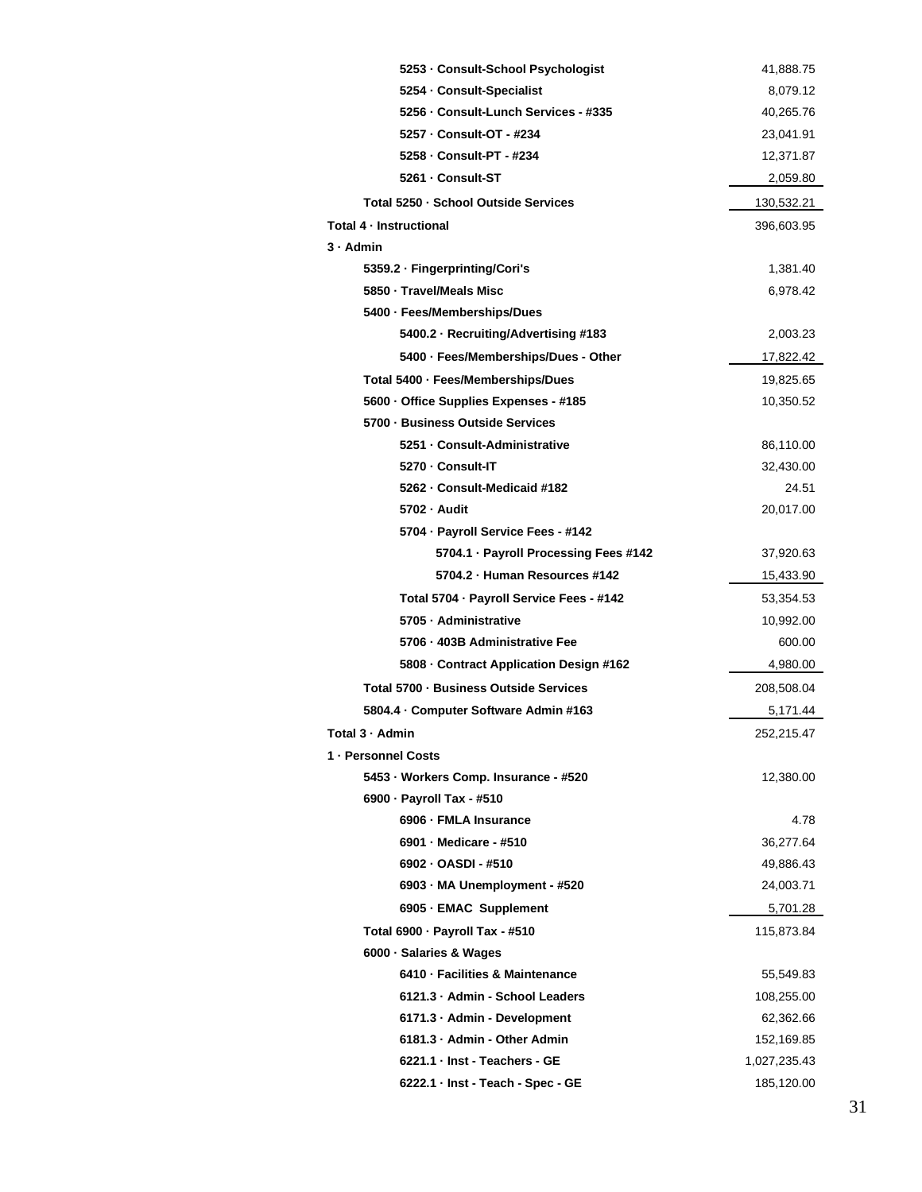| Account | Amount |
|---|---|
| 5253 · Consult-School Psychologist | 41,888.75 |
| 5254 · Consult-Specialist | 8,079.12 |
| 5256 · Consult-Lunch Services - #335 | 40,265.76 |
| 5257 · Consult-OT - #234 | 23,041.91 |
| 5258 · Consult-PT - #234 | 12,371.87 |
| 5261 · Consult-ST | 2,059.80 |
| Total 5250 · School Outside Services | 130,532.21 |
| Total 4 · Instructional | 396,603.95 |
| 3 · Admin | |
| 5359.2 · Fingerprinting/Cori's | 1,381.40 |
| 5850 · Travel/Meals Misc | 6,978.42 |
| 5400 · Fees/Memberships/Dues | |
| 5400.2 · Recruiting/Advertising #183 | 2,003.23 |
| 5400 · Fees/Memberships/Dues - Other | 17,822.42 |
| Total 5400 · Fees/Memberships/Dues | 19,825.65 |
| 5600 · Office Supplies Expenses - #185 | 10,350.52 |
| 5700 · Business Outside Services | |
| 5251 · Consult-Administrative | 86,110.00 |
| 5270 · Consult-IT | 32,430.00 |
| 5262 · Consult-Medicaid #182 | 24.51 |
| 5702 · Audit | 20,017.00 |
| 5704 · Payroll Service Fees - #142 | |
| 5704.1 · Payroll Processing Fees #142 | 37,920.63 |
| 5704.2 · Human Resources #142 | 15,433.90 |
| Total 5704 · Payroll Service Fees - #142 | 53,354.53 |
| 5705 · Administrative | 10,992.00 |
| 5706 · 403B Administrative Fee | 600.00 |
| 5808 · Contract Application Design #162 | 4,980.00 |
| Total 5700 · Business Outside Services | 208,508.04 |
| 5804.4 · Computer Software Admin #163 | 5,171.44 |
| Total 3 · Admin | 252,215.47 |
| 1 · Personnel Costs | |
| 5453 · Workers Comp. Insurance - #520 | 12,380.00 |
| 6900 · Payroll Tax - #510 | |
| 6906 · FMLA Insurance | 4.78 |
| 6901 · Medicare - #510 | 36,277.64 |
| 6902 · OASDI - #510 | 49,886.43 |
| 6903 · MA Unemployment - #520 | 24,003.71 |
| 6905 · EMAC Supplement | 5,701.28 |
| Total 6900 · Payroll Tax - #510 | 115,873.84 |
| 6000 · Salaries & Wages | |
| 6410 · Facilities & Maintenance | 55,549.83 |
| 6121.3 · Admin - School Leaders | 108,255.00 |
| 6171.3 · Admin - Development | 62,362.66 |
| 6181.3 · Admin - Other Admin | 152,169.85 |
| 6221.1 · Inst - Teachers - GE | 1,027,235.43 |
| 6222.1 · Inst - Teach - Spec - GE | 185,120.00 |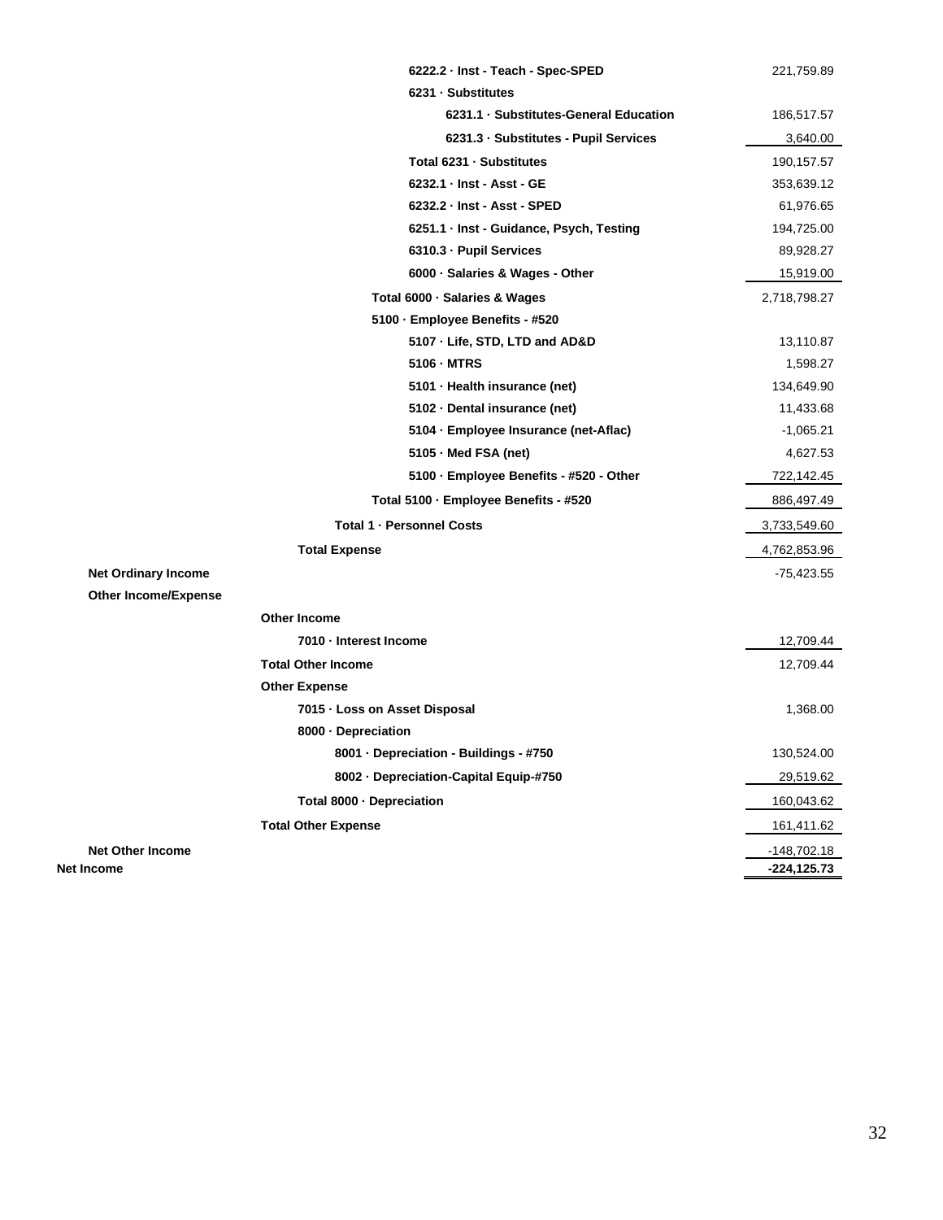| Account | Amount |
|---|---|
| 6222.2 · Inst - Teach - Spec-SPED | 221,759.89 |
| 6231 · Substitutes | |
| 6231.1 · Substitutes-General Education | 186,517.57 |
| 6231.3 · Substitutes - Pupil Services | 3,640.00 |
| Total 6231 · Substitutes | 190,157.57 |
| 6232.1 · Inst - Asst - GE | 353,639.12 |
| 6232.2 · Inst - Asst - SPED | 61,976.65 |
| 6251.1 · Inst - Guidance, Psych, Testing | 194,725.00 |
| 6310.3 · Pupil Services | 89,928.27 |
| 6000 · Salaries & Wages - Other | 15,919.00 |
| Total 6000 · Salaries & Wages | 2,718,798.27 |
| 5100 · Employee Benefits - #520 | |
| 5107 · Life, STD, LTD and AD&D | 13,110.87 |
| 5106 · MTRS | 1,598.27 |
| 5101 · Health insurance (net) | 134,649.90 |
| 5102 · Dental insurance (net) | 11,433.68 |
| 5104 · Employee Insurance (net-Aflac) | -1,065.21 |
| 5105 · Med FSA (net) | 4,627.53 |
| 5100 · Employee Benefits - #520 - Other | 722,142.45 |
| Total 5100 · Employee Benefits - #520 | 886,497.49 |
| Total 1 · Personnel Costs | 3,733,549.60 |
| Total Expense | 4,762,853.96 |
| **Net Ordinary Income** | -75,423.55 |
| **Other Income/Expense** | |
| Other Income | |
| 7010 · Interest Income | 12,709.44 |
| Total Other Income | 12,709.44 |
| Other Expense | |
| 7015 · Loss on Asset Disposal | 1,368.00 |
| 8000 · Depreciation | |
| 8001 · Depreciation - Buildings - #750 | 130,524.00 |
| 8002 · Depreciation-Capital Equip-#750 | 29,519.62 |
| Total 8000 · Depreciation | 160,043.62 |
| Total Other Expense | 161,411.62 |
| **Net Other Income** | -148,702.18 |
| **Net Income** | **-224,125.73** |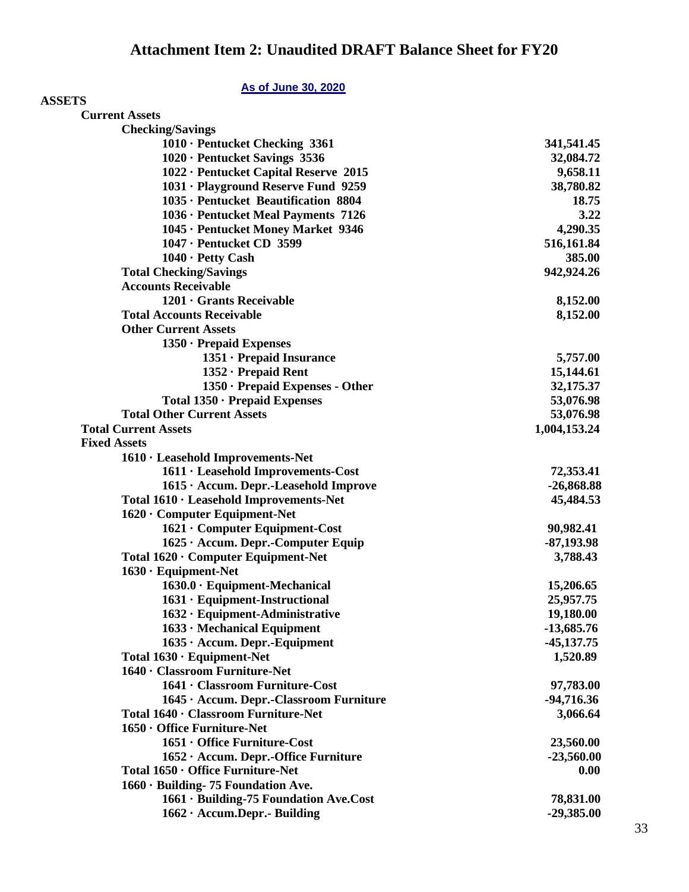# Attachment Item 2: Unaudited DRAFT Balance Sheet for FY20

**As of June 30, 2020**

| | |
|---|---|
| **ASSETS** | |
| **Current Assets** | |
| **Checking/Savings** | |
| **1010 · Pentucket Checking 3361** | **341,541.45** |
| **1020 · Pentucket Savings 3536** | **32,084.72** |
| **1022 · Pentucket Capital Reserve 2015** | **9,658.11** |
| **1031 · Playground Reserve Fund 9259** | **38,780.82** |
| **1035 · Pentucket Beautification 8804** | **18.75** |
| **1036 · Pentucket Meal Payments 7126** | **3.22** |
| **1045 · Pentucket Money Market 9346** | **4,290.35** |
| **1047 · Pentucket CD 3599** | **516,161.84** |
| **1040 · Petty Cash** | **385.00** |
| **Total Checking/Savings** | **942,924.26** |
| **Accounts Receivable** | |
| **1201 · Grants Receivable** | **8,152.00** |
| **Total Accounts Receivable** | **8,152.00** |
| **Other Current Assets** | |
| **1350 · Prepaid Expenses** | |
| **1351 · Prepaid Insurance** | **5,757.00** |
| **1352 · Prepaid Rent** | **15,144.61** |
| **1350 · Prepaid Expenses - Other** | **32,175.37** |
| **Total 1350 · Prepaid Expenses** | **53,076.98** |
| **Total Other Current Assets** | **53,076.98** |
| **Total Current Assets** | **1,004,153.24** |
| **Fixed Assets** | |
| **1610 · Leasehold Improvements-Net** | |
| **1611 · Leasehold Improvements-Cost** | **72,353.41** |
| **1615 · Accum. Depr.-Leasehold Improve** | **-26,868.88** |
| **Total 1610 · Leasehold Improvements-Net** | **45,484.53** |
| **1620 · Computer Equipment-Net** | |
| **1621 · Computer Equipment-Cost** | **90,982.41** |
| **1625 · Accum. Depr.-Computer Equip** | **-87,193.98** |
| **Total 1620 · Computer Equipment-Net** | **3,788.43** |
| **1630 · Equipment-Net** | |
| **1630.0 · Equipment-Mechanical** | **15,206.65** |
| **1631 · Equipment-Instructional** | **25,957.75** |
| **1632 · Equipment-Administrative** | **19,180.00** |
| **1633 · Mechanical Equipment** | **-13,685.76** |
| **1635 · Accum. Depr.-Equipment** | **-45,137.75** |
| **Total 1630 · Equipment-Net** | **1,520.89** |
| **1640 · Classroom Furniture-Net** | |
| **1641 · Classroom Furniture-Cost** | **97,783.00** |
| **1645 · Accum. Depr.-Classroom Furniture** | **-94,716.36** |
| **Total 1640 · Classroom Furniture-Net** | **3,066.64** |
| **1650 · Office Furniture-Net** | |
| **1651 · Office Furniture-Cost** | **23,560.00** |
| **1652 · Accum. Depr.-Office Furniture** | **-23,560.00** |
| **Total 1650 · Office Furniture-Net** | **0.00** |
| **1660 · Building- 75 Foundation Ave.** | |
| **1661 · Building-75 Foundation Ave.Cost** | **78,831.00** |
| **1662 · Accum.Depr.- Building** | **-29,385.00** |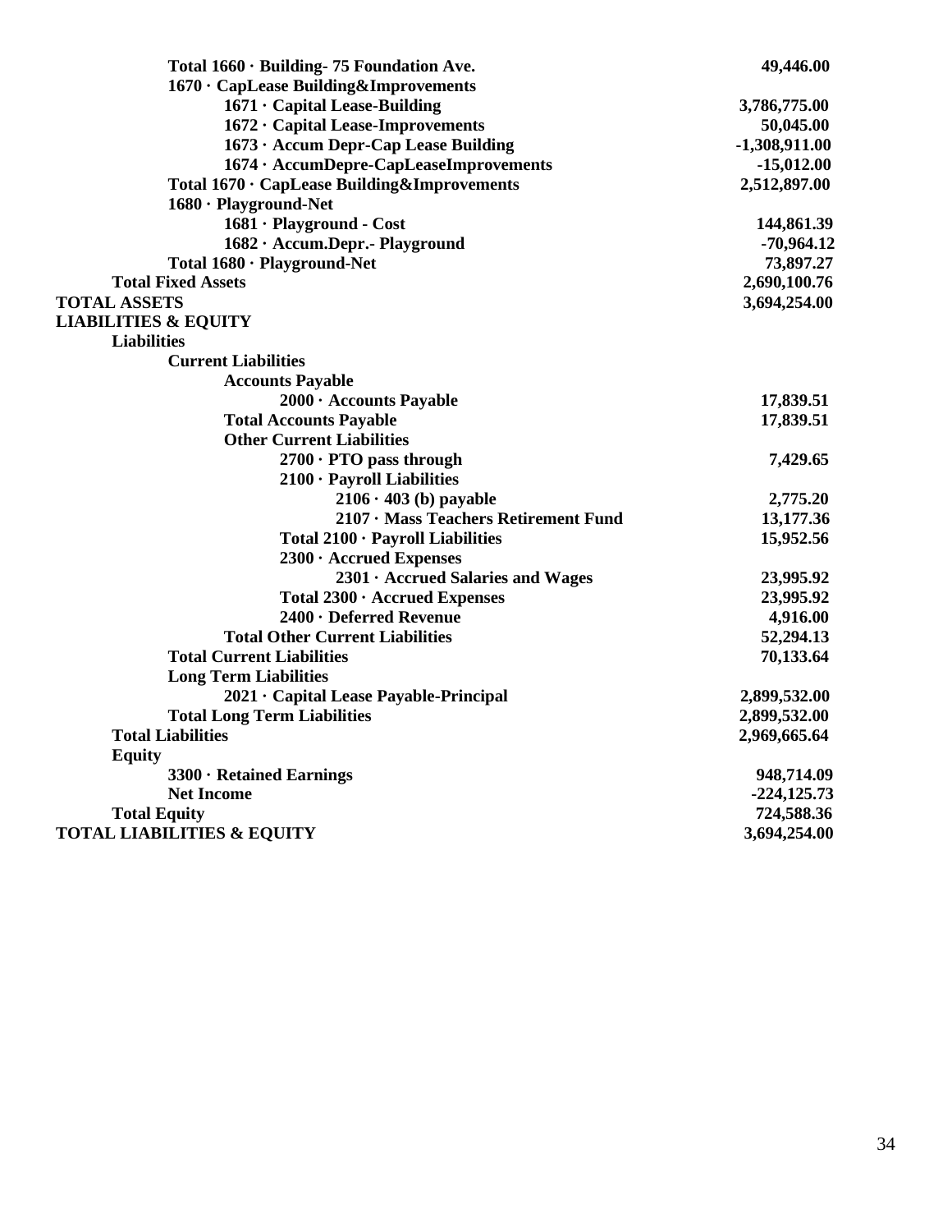| Account | Amount |
|---|---|
| Total 1660 · Building- 75 Foundation Ave. | 49,446.00 |
| 1670 · CapLease Building&Improvements | |
| 1671 · Capital Lease-Building | 3,786,775.00 |
| 1672 · Capital Lease-Improvements | 50,045.00 |
| 1673 · Accum Depr-Cap Lease Building | -1,308,911.00 |
| 1674 · AccumDepre-CapLeaseImprovements | -15,012.00 |
| Total 1670 · CapLease Building&Improvements | 2,512,897.00 |
| 1680 · Playground-Net | |
| 1681 · Playground - Cost | 144,861.39 |
| 1682 · Accum.Depr.- Playground | -70,964.12 |
| Total 1680 · Playground-Net | 73,897.27 |
| Total Fixed Assets | 2,690,100.76 |
| TOTAL ASSETS | 3,694,254.00 |
| LIABILITIES & EQUITY | |
| Liabilities | |
| Current Liabilities | |
| Accounts Payable | |
| 2000 · Accounts Payable | 17,839.51 |
| Total Accounts Payable | 17,839.51 |
| Other Current Liabilities | |
| 2700 · PTO pass through | 7,429.65 |
| 2100 · Payroll Liabilities | |
| 2106 · 403 (b) payable | 2,775.20 |
| 2107 · Mass Teachers Retirement Fund | 13,177.36 |
| Total 2100 · Payroll Liabilities | 15,952.56 |
| 2300 · Accrued Expenses | |
| 2301 · Accrued Salaries and Wages | 23,995.92 |
| Total 2300 · Accrued Expenses | 23,995.92 |
| 2400 · Deferred Revenue | 4,916.00 |
| Total Other Current Liabilities | 52,294.13 |
| Total Current Liabilities | 70,133.64 |
| Long Term Liabilities | |
| 2021 · Capital Lease Payable-Principal | 2,899,532.00 |
| Total Long Term Liabilities | 2,899,532.00 |
| Total Liabilities | 2,969,665.64 |
| Equity | |
| 3300 · Retained Earnings | 948,714.09 |
| Net Income | -224,125.73 |
| Total Equity | 724,588.36 |
| TOTAL LIABILITIES & EQUITY | 3,694,254.00 |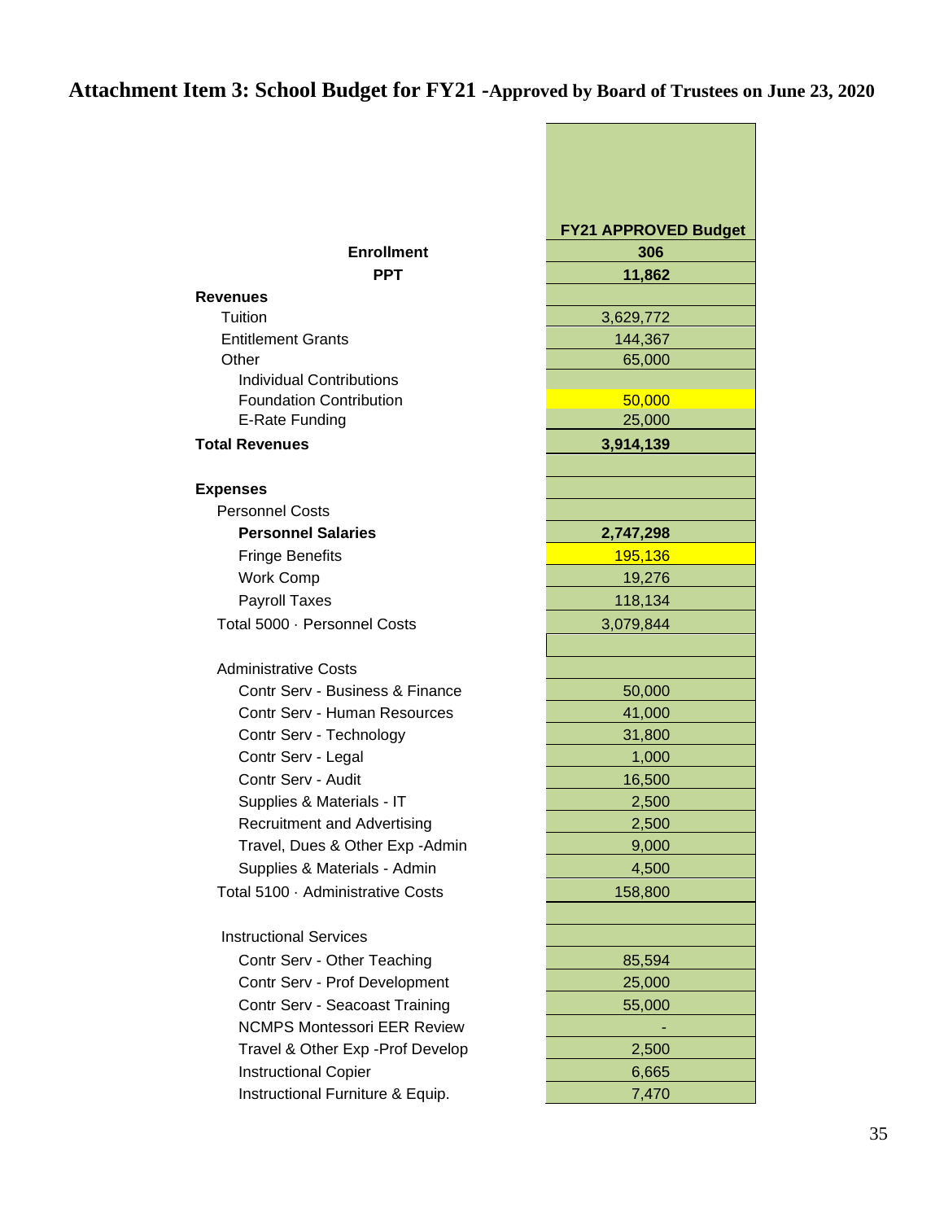# Attachment Item 3: School Budget for FY21 -Approved by Board of Trustees on June 23, 2020

| | FY21 APPROVED Budget |
|---|---|
| **Enrollment** | **306** |
| **PPT** | **11,862** |
| **Revenues** | |
| Tuition | 3,629,772 |
| Entitlement Grants | 144,367 |
| Other | 65,000 |
| Individual Contributions | |
| Foundation Contribution | 50,000 |
| E-Rate Funding | 25,000 |
| **Total Revenues** | **3,914,139** |
| | |
| **Expenses** | |
| Personnel Costs | |
| **Personnel Salaries** | **2,747,298** |
| Fringe Benefits | 195,136 |
| Work Comp | 19,276 |
| Payroll Taxes | 118,134 |
| Total 5000 · Personnel Costs | 3,079,844 |
| | |
| Administrative Costs | |
| Contr Serv - Business & Finance | 50,000 |
| Contr Serv - Human Resources | 41,000 |
| Contr Serv - Technology | 31,800 |
| Contr Serv - Legal | 1,000 |
| Contr Serv - Audit | 16,500 |
| Supplies & Materials - IT | 2,500 |
| Recruitment and Advertising | 2,500 |
| Travel, Dues & Other Exp -Admin | 9,000 |
| Supplies & Materials - Admin | 4,500 |
| Total 5100 · Administrative Costs | 158,800 |
| | |
| Instructional Services | |
| Contr Serv - Other Teaching | 85,594 |
| Contr Serv - Prof Development | 25,000 |
| Contr Serv - Seacoast Training | 55,000 |
| NCMPS Montessori EER Review | - |
| Travel & Other Exp -Prof Develop | 2,500 |
| Instructional Copier | 6,665 |
| Instructional Furniture & Equip. | 7,470 |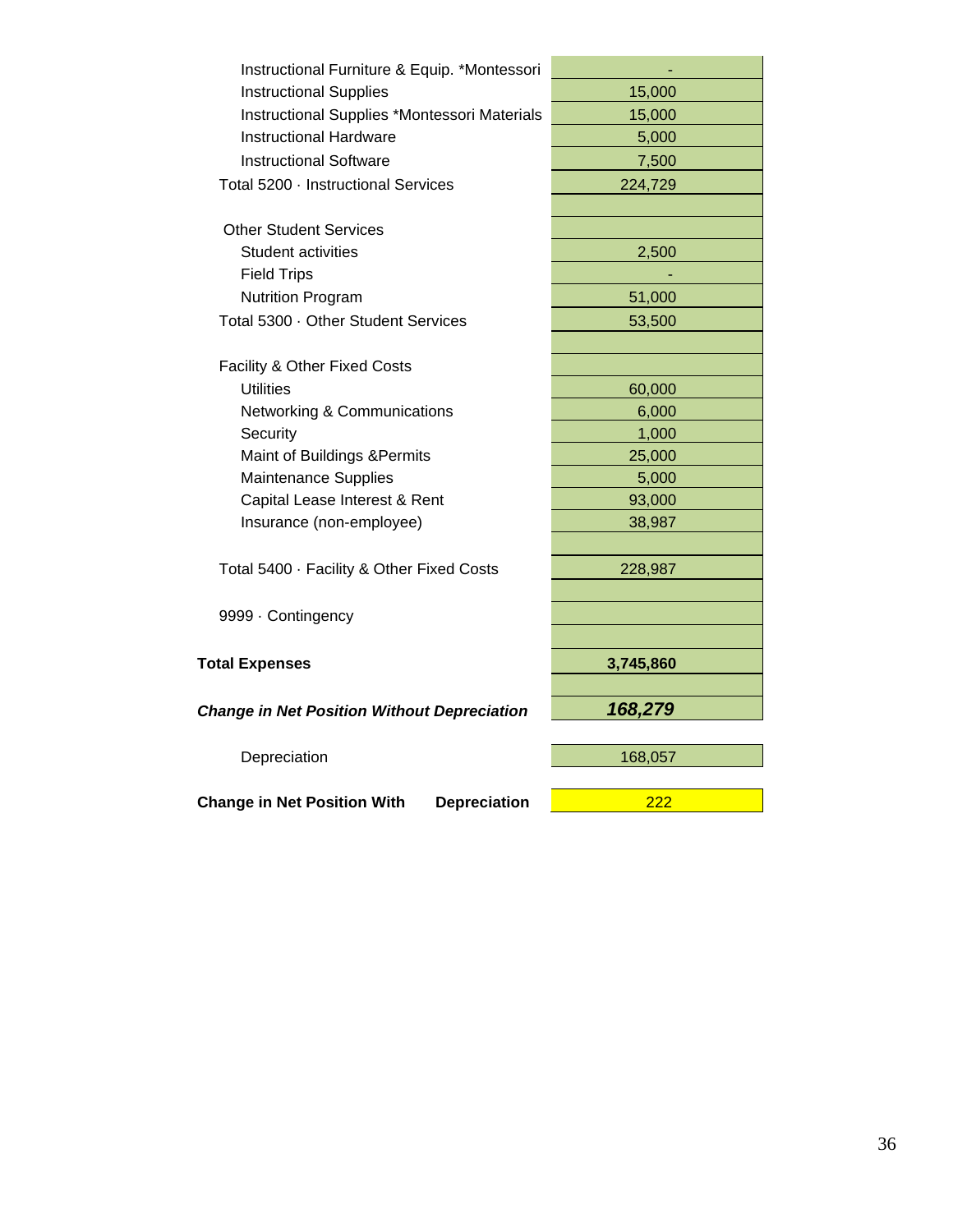| | |
|---|---|
| Instructional Furniture & Equip. *Montessori | - |
| Instructional Supplies | 15,000 |
| Instructional Supplies *Montessori Materials | 15,000 |
| Instructional Hardware | 5,000 |
| Instructional Software | 7,500 |
| Total 5200 · Instructional Services | 224,729 |
| | |
| Other Student Services | |
| Student activities | 2,500 |
| Field Trips | - |
| Nutrition Program | 51,000 |
| Total 5300 · Other Student Services | 53,500 |
| | |
| Facility & Other Fixed Costs | |
| Utilities | 60,000 |
| Networking & Communications | 6,000 |
| Security | 1,000 |
| Maint of Buildings &Permits | 25,000 |
| Maintenance Supplies | 5,000 |
| Capital Lease Interest & Rent | 93,000 |
| Insurance (non-employee) | 38,987 |
| | |
| Total 5400 · Facility & Other Fixed Costs | 228,987 |
| | |
| 9999 · Contingency | |
| | |
| **Total Expenses** | **3,745,860** |
| | |
| ***Change in Net Position Without Depreciation*** | ***168,279*** |
| | |
| Depreciation | 168,057 |
| | |
| **Change in Net Position With Depreciation** | 222 |